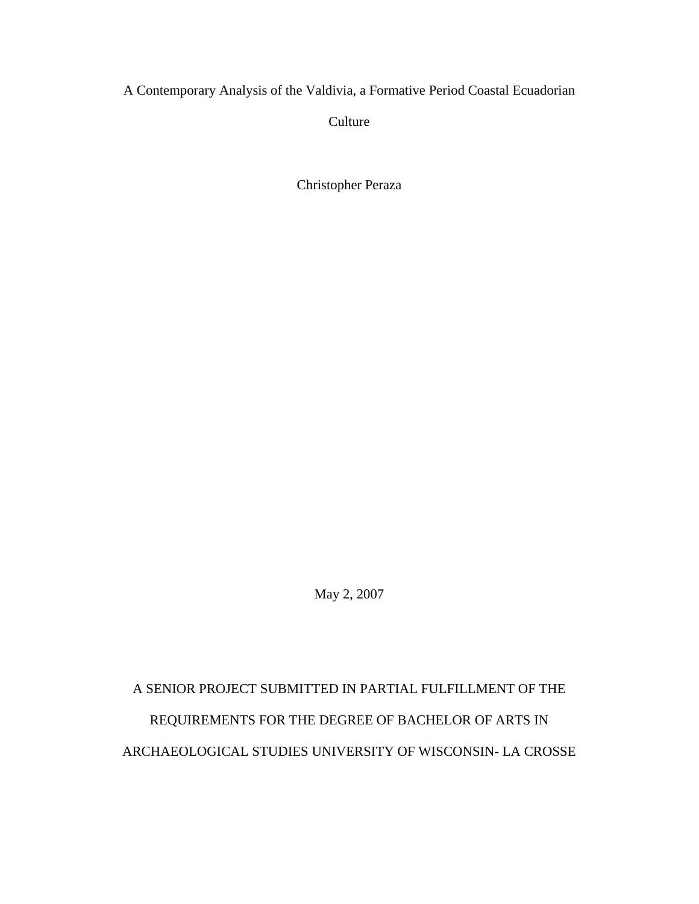# A Contemporary Analysis of the Valdivia, a Formative Period Coastal Ecuadorian Culture

Christopher Peraza

May 2, 2007

A SENIOR PROJECT SUBMITTED IN PARTIAL FULFILLMENT OF THE REQUIREMENTS FOR THE DEGREE OF BACHELOR OF ARTS IN ARCHAEOLOGICAL STUDIES UNIVERSITY OF WISCONSIN- LA CROSSE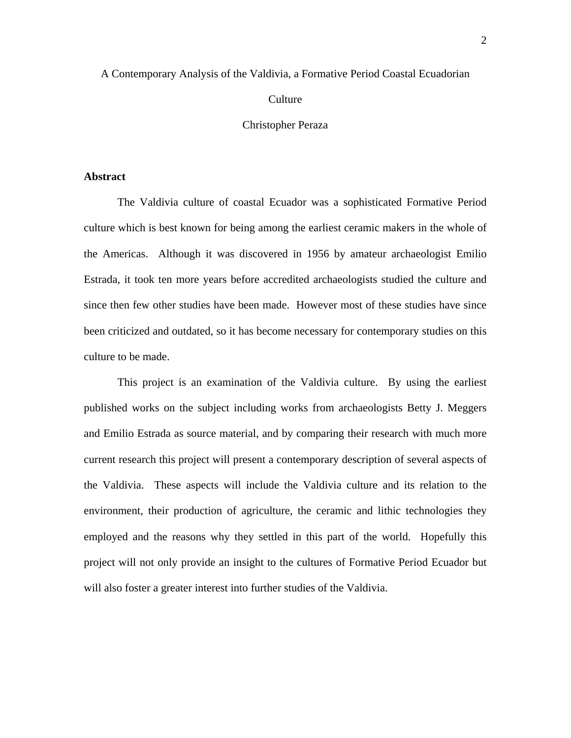# A Contemporary Analysis of the Valdivia, a Formative Period Coastal Ecuadorian Culture

Christopher Peraza

## Abstract

The Valdivia culture of coastal Ecuador was a sophisticated Formative Period culture which is best known for being among the earliest ceramic makers in the whole of the Americas. Although it was discovered in 1956 by amateur archaeologist Emilio Estrada, it took ten more years before accredited archaeologists studied the culture and since then few other studies have been made. However most of these studies have since been criticized and outdated, so it has become necessary for contemporary studies on this culture to be made.

This project is an examination of the Valdivia culture. By using the earliest published works on the subject including works from archaeologists Betty J. Meggers and Emilio Estrada as source material, and by comparing their research with much more current research this project will present a contemporary description of several aspects of the Valdivia. These aspects will include the Valdivia culture and its relation to the environment, their production of agriculture, the ceramic and lithic technologies they employed and the reasons why they settled in this part of the world. Hopefully this project will not only provide an insight to the cultures of Formative Period Ecuador but will also foster a greater interest into further studies of the Valdivia.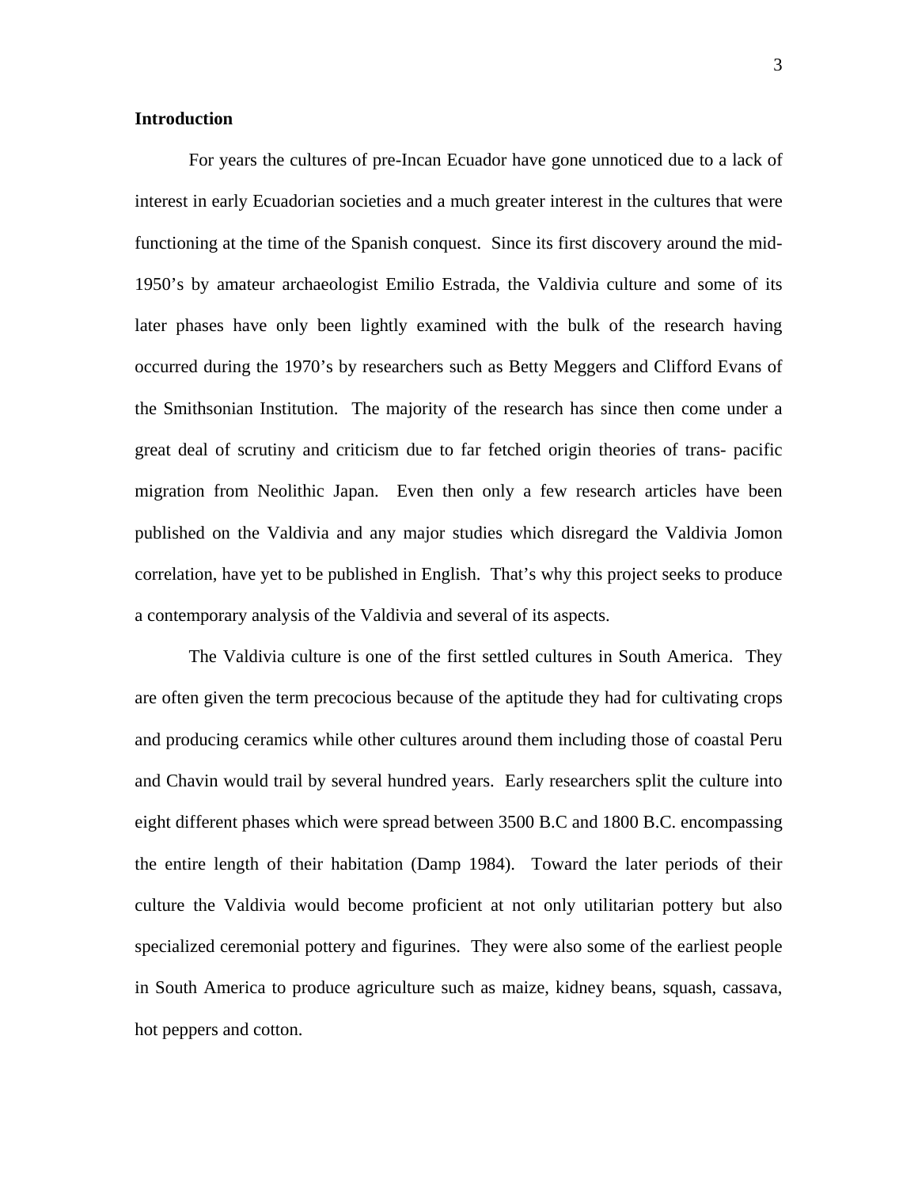**Introduction**

For years the cultures of pre-Incan Ecuador have gone unnoticed due to a lack of interest in early Ecuadorian societies and a much greater interest in the cultures that were functioning at the time of the Spanish conquest. Since its first discovery around the mid-1950's by amateur archaeologist Emilio Estrada, the Valdivia culture and some of its later phases have only been lightly examined with the bulk of the research having occurred during the 1970's by researchers such as Betty Meggers and Clifford Evans of the Smithsonian Institution. The majority of the research has since then come under a great deal of scrutiny and criticism due to far fetched origin theories of trans- pacific migration from Neolithic Japan. Even then only a few research articles have been published on the Valdivia and any major studies which disregard the Valdivia Jomon correlation, have yet to be published in English. That's why this project seeks to produce a contemporary analysis of the Valdivia and several of its aspects.

The Valdivia culture is one of the first settled cultures in South America. They are often given the term precocious because of the aptitude they had for cultivating crops and producing ceramics while other cultures around them including those of coastal Peru and Chavin would trail by several hundred years. Early researchers split the culture into eight different phases which were spread between 3500 B.C and 1800 B.C. encompassing the entire length of their habitation (Damp 1984). Toward the later periods of their culture the Valdivia would become proficient at not only utilitarian pottery but also specialized ceremonial pottery and figurines. They were also some of the earliest people in South America to produce agriculture such as maize, kidney beans, squash, cassava, hot peppers and cotton.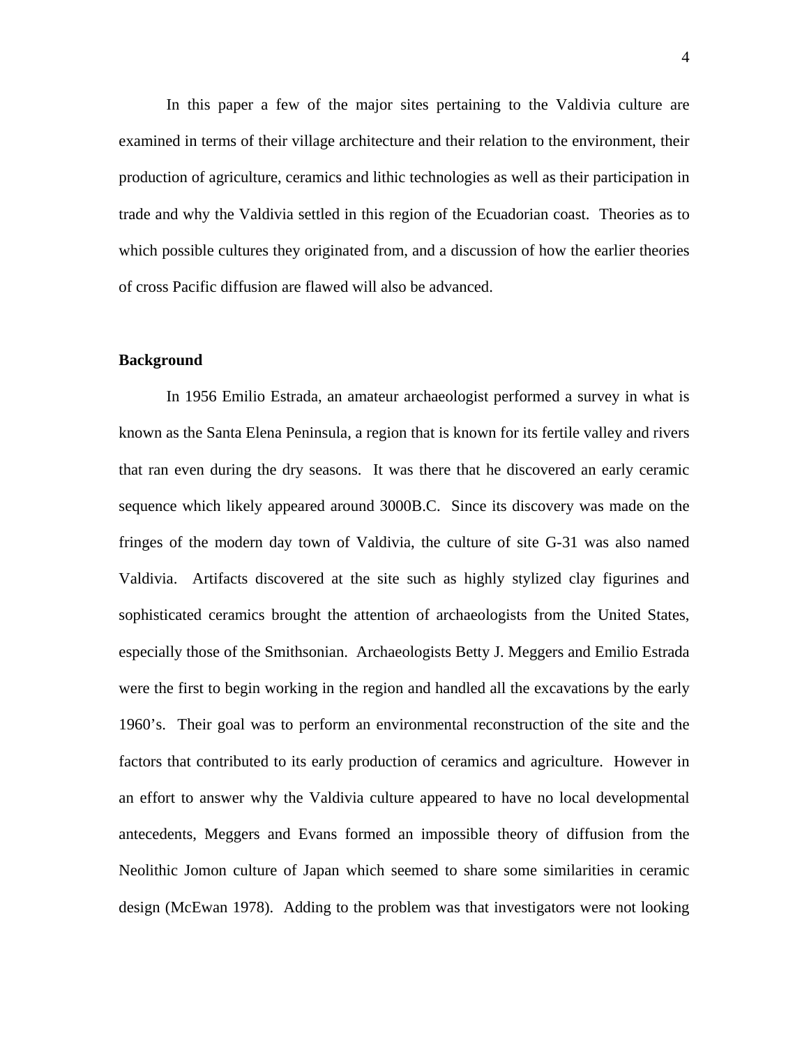In this paper a few of the major sites pertaining to the Valdivia culture are examined in terms of their village architecture and their relation to the environment, their production of agriculture, ceramics and lithic technologies as well as their participation in trade and why the Valdivia settled in this region of the Ecuadorian coast. Theories as to which possible cultures they originated from, and a discussion of how the earlier theories of cross Pacific diffusion are flawed will also be advanced.

**Background**

In 1956 Emilio Estrada, an amateur archaeologist performed a survey in what is known as the Santa Elena Peninsula, a region that is known for its fertile valley and rivers that ran even during the dry seasons. It was there that he discovered an early ceramic sequence which likely appeared around 3000B.C. Since its discovery was made on the fringes of the modern day town of Valdivia, the culture of site G-31 was also named Valdivia. Artifacts discovered at the site such as highly stylized clay figurines and sophisticated ceramics brought the attention of archaeologists from the United States, especially those of the Smithsonian. Archaeologists Betty J. Meggers and Emilio Estrada were the first to begin working in the region and handled all the excavations by the early 1960's. Their goal was to perform an environmental reconstruction of the site and the factors that contributed to its early production of ceramics and agriculture. However in an effort to answer why the Valdivia culture appeared to have no local developmental antecedents, Meggers and Evans formed an impossible theory of diffusion from the Neolithic Jomon culture of Japan which seemed to share some similarities in ceramic design (McEwan 1978). Adding to the problem was that investigators were not looking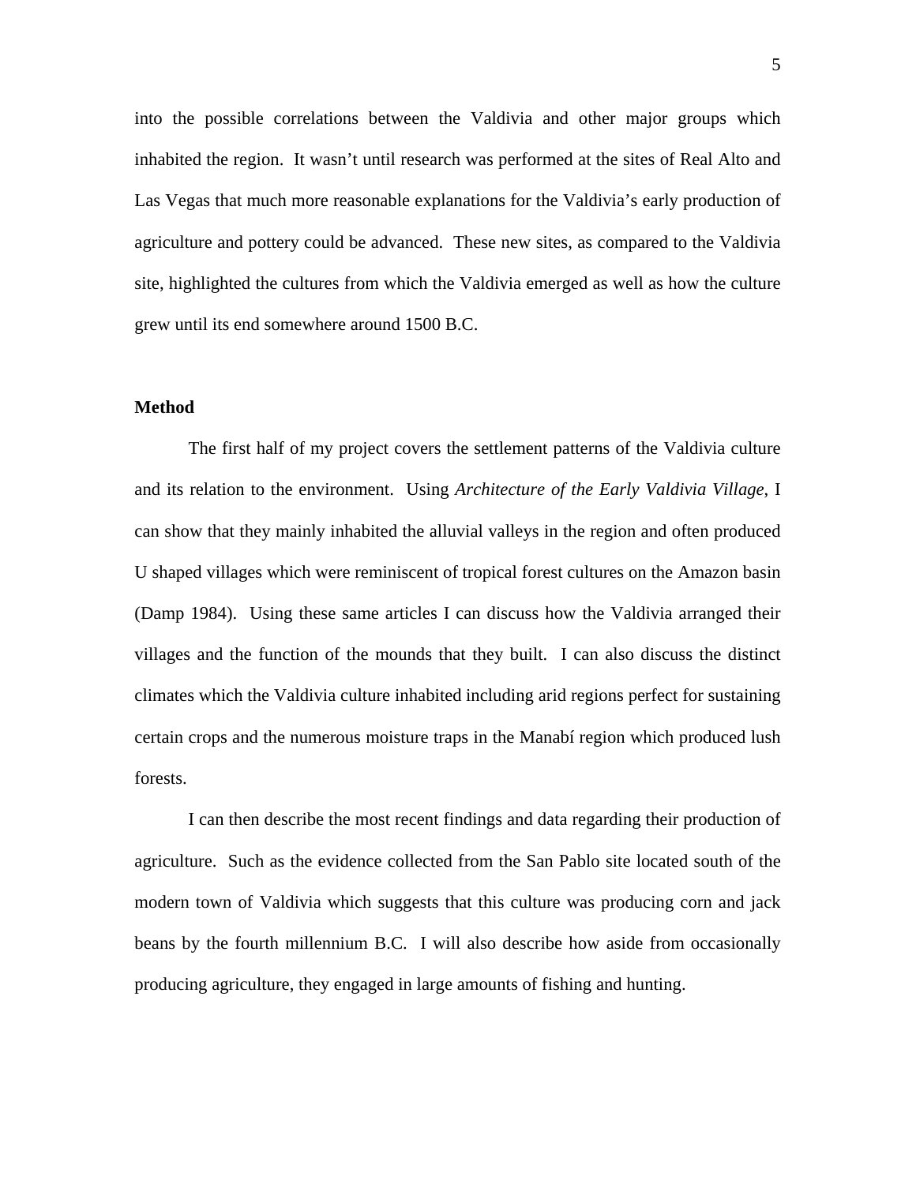into the possible correlations between the Valdivia and other major groups which inhabited the region. It wasn't until research was performed at the sites of Real Alto and Las Vegas that much more reasonable explanations for the Valdivia's early production of agriculture and pottery could be advanced. These new sites, as compared to the Valdivia site, highlighted the cultures from which the Valdivia emerged as well as how the culture grew until its end somewhere around 1500 B.C.

## Method

The first half of my project covers the settlement patterns of the Valdivia culture and its relation to the environment. Using *Architecture of the Early Valdivia Village*, I can show that they mainly inhabited the alluvial valleys in the region and often produced U shaped villages which were reminiscent of tropical forest cultures on the Amazon basin (Damp 1984). Using these same articles I can discuss how the Valdivia arranged their villages and the function of the mounds that they built. I can also discuss the distinct climates which the Valdivia culture inhabited including arid regions perfect for sustaining certain crops and the numerous moisture traps in the Manabí region which produced lush forests.

I can then describe the most recent findings and data regarding their production of agriculture. Such as the evidence collected from the San Pablo site located south of the modern town of Valdivia which suggests that this culture was producing corn and jack beans by the fourth millennium B.C. I will also describe how aside from occasionally producing agriculture, they engaged in large amounts of fishing and hunting.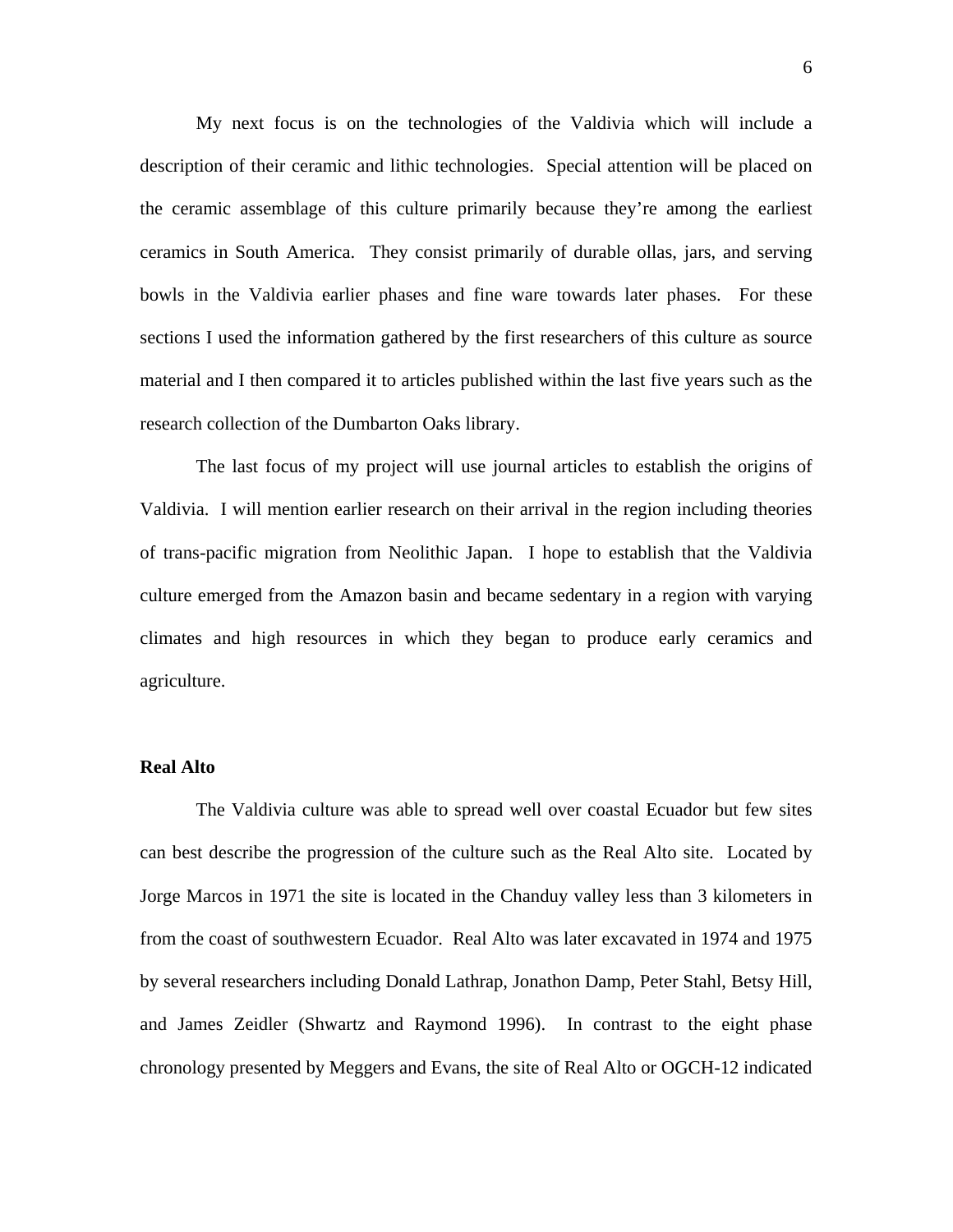My next focus is on the technologies of the Valdivia which will include a description of their ceramic and lithic technologies. Special attention will be placed on the ceramic assemblage of this culture primarily because they're among the earliest ceramics in South America. They consist primarily of durable ollas, jars, and serving bowls in the Valdivia earlier phases and fine ware towards later phases. For these sections I used the information gathered by the first researchers of this culture as source material and I then compared it to articles published within the last five years such as the research collection of the Dumbarton Oaks library.

The last focus of my project will use journal articles to establish the origins of Valdivia. I will mention earlier research on their arrival in the region including theories of trans-pacific migration from Neolithic Japan. I hope to establish that the Valdivia culture emerged from the Amazon basin and became sedentary in a region with varying climates and high resources in which they began to produce early ceramics and agriculture.

**Real Alto**

The Valdivia culture was able to spread well over coastal Ecuador but few sites can best describe the progression of the culture such as the Real Alto site. Located by Jorge Marcos in 1971 the site is located in the Chanduy valley less than 3 kilometers in from the coast of southwestern Ecuador. Real Alto was later excavated in 1974 and 1975 by several researchers including Donald Lathrap, Jonathon Damp, Peter Stahl, Betsy Hill, and James Zeidler (Shwartz and Raymond 1996). In contrast to the eight phase chronology presented by Meggers and Evans, the site of Real Alto or OGCH-12 indicated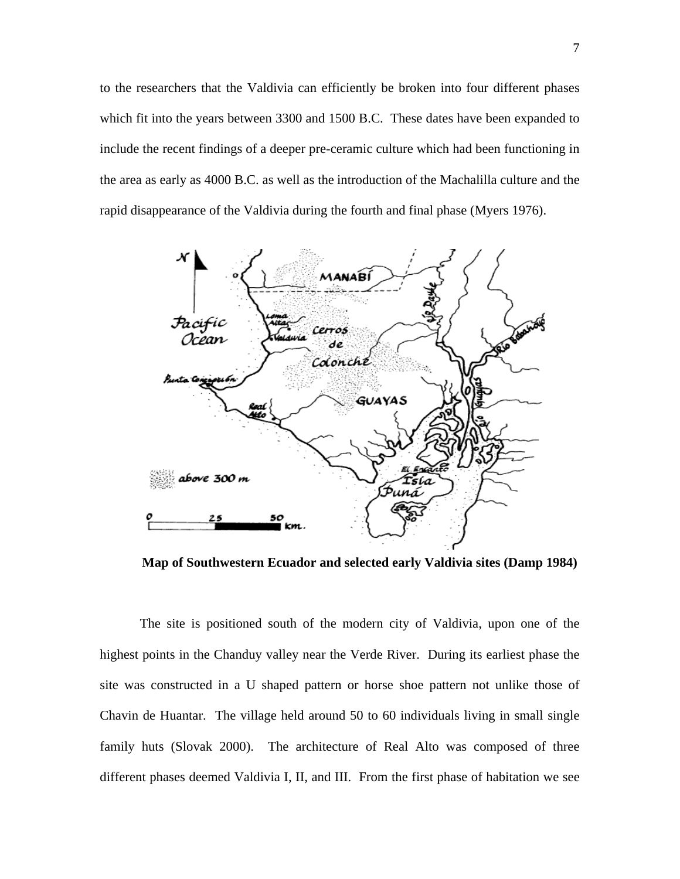to the researchers that the Valdivia can efficiently be broken into four different phases which fit into the years between 3300 and 1500 B.C. These dates have been expanded to include the recent findings of a deeper pre-ceramic culture which had been functioning in the area as early as 4000 B.C. as well as the introduction of the Machalilla culture and the rapid disappearance of the Valdivia during the fourth and final phase (Myers 1976).

**Map of Southwestern Ecuador and selected early Valdivia sites (Damp 1984)**

The site is positioned south of the modern city of Valdivia, upon one of the highest points in the Chanduy valley near the Verde River. During its earliest phase the site was constructed in a U shaped pattern or horse shoe pattern not unlike those of Chavin de Huantar. The village held around 50 to 60 individuals living in small single family huts (Slovak 2000). The architecture of Real Alto was composed of three different phases deemed Valdivia I, II, and III. From the first phase of habitation we see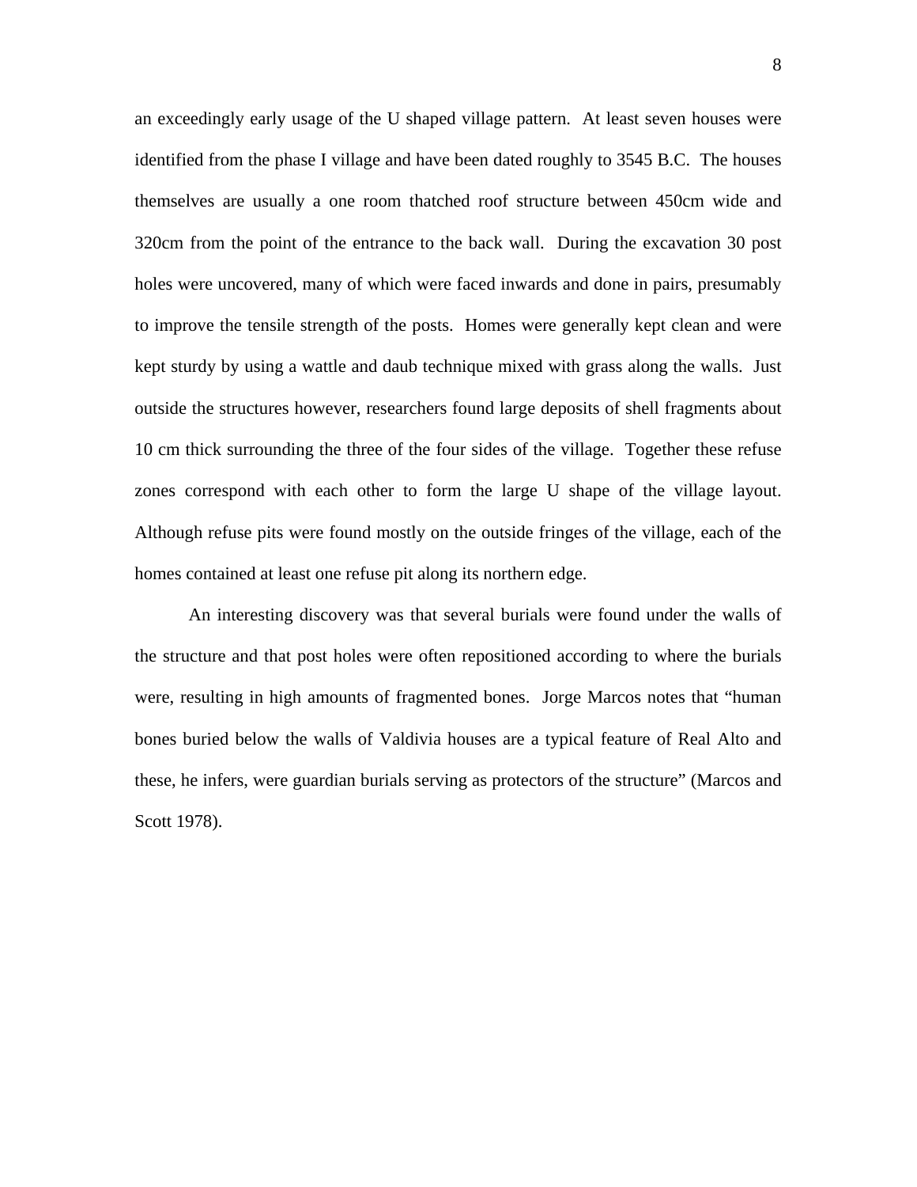an exceedingly early usage of the U shaped village pattern. At least seven houses were identified from the phase I village and have been dated roughly to 3545 B.C. The houses themselves are usually a one room thatched roof structure between 450cm wide and 320cm from the point of the entrance to the back wall. During the excavation 30 post holes were uncovered, many of which were faced inwards and done in pairs, presumably to improve the tensile strength of the posts. Homes were generally kept clean and were kept sturdy by using a wattle and daub technique mixed with grass along the walls. Just outside the structures however, researchers found large deposits of shell fragments about 10 cm thick surrounding the three of the four sides of the village. Together these refuse zones correspond with each other to form the large U shape of the village layout. Although refuse pits were found mostly on the outside fringes of the village, each of the homes contained at least one refuse pit along its northern edge.

An interesting discovery was that several burials were found under the walls of the structure and that post holes were often repositioned according to where the burials were, resulting in high amounts of fragmented bones. Jorge Marcos notes that "human bones buried below the walls of Valdivia houses are a typical feature of Real Alto and these, he infers, were guardian burials serving as protectors of the structure" (Marcos and Scott 1978).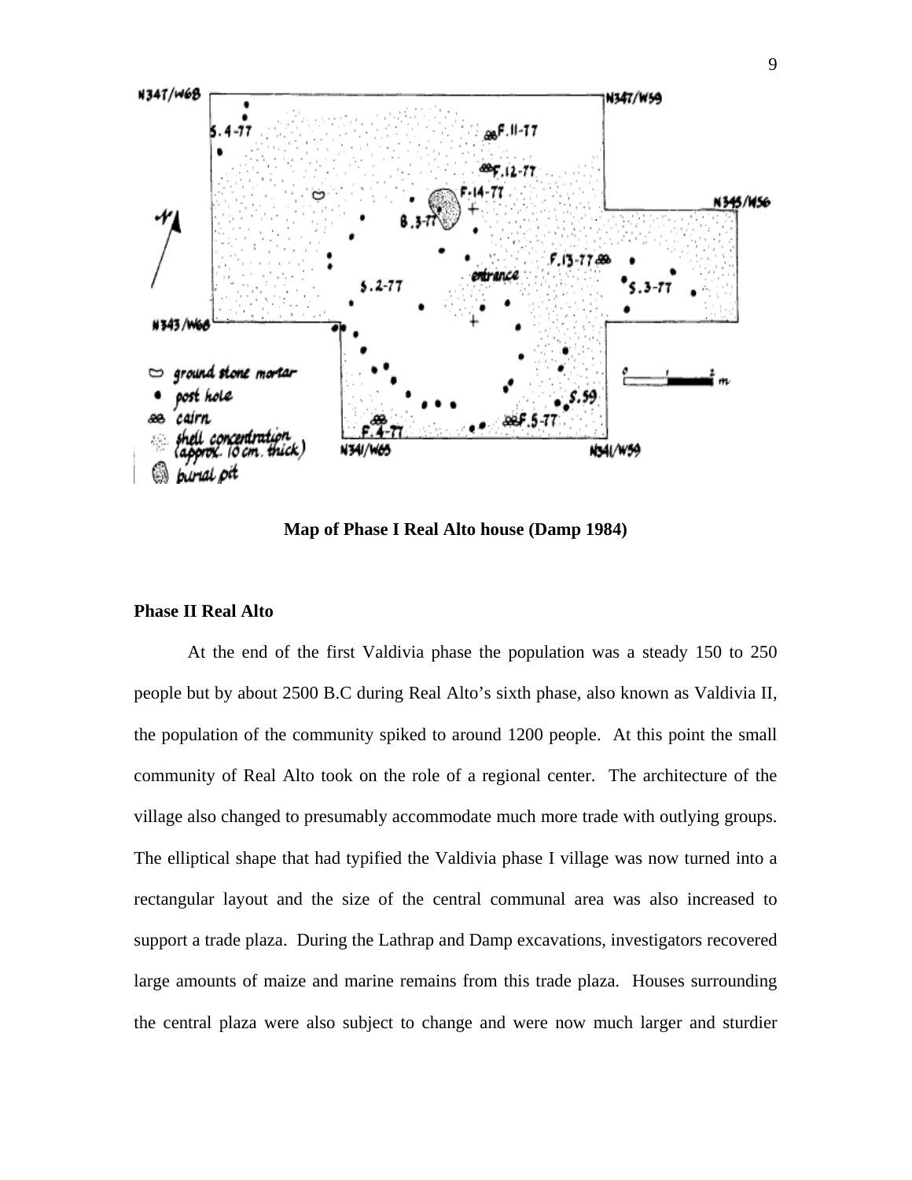**Map of Phase I Real Alto house (Damp 1984)**

### Phase II Real Alto

At the end of the first Valdivia phase the population was a steady 150 to 250 people but by about 2500 B.C during Real Alto's sixth phase, also known as Valdivia II, the population of the community spiked to around 1200 people. At this point the small community of Real Alto took on the role of a regional center. The architecture of the village also changed to presumably accommodate much more trade with outlying groups. The elliptical shape that had typified the Valdivia phase I village was now turned into a rectangular layout and the size of the central communal area was also increased to support a trade plaza. During the Lathrap and Damp excavations, investigators recovered large amounts of maize and marine remains from this trade plaza. Houses surrounding the central plaza were also subject to change and were now much larger and sturdier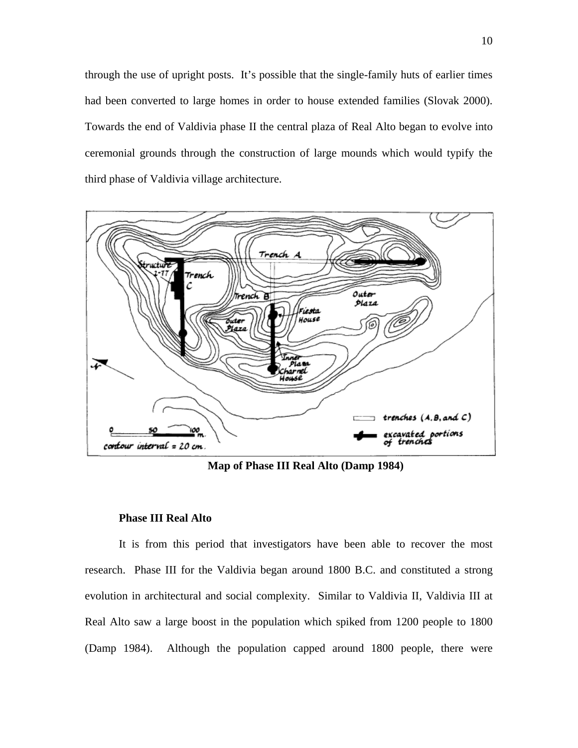through the use of upright posts. It's possible that the single-family huts of earlier times had been converted to large homes in order to house extended families (Slovak 2000). Towards the end of Valdivia phase II the central plaza of Real Alto began to evolve into ceremonial grounds through the construction of large mounds which would typify the third phase of Valdivia village architecture.

**Map of Phase III Real Alto (Damp 1984)**

**Phase III Real Alto**

It is from this period that investigators have been able to recover the most research. Phase III for the Valdivia began around 1800 B.C. and constituted a strong evolution in architectural and social complexity. Similar to Valdivia II, Valdivia III at Real Alto saw a large boost in the population which spiked from 1200 people to 1800 (Damp 1984). Although the population capped around 1800 people, there were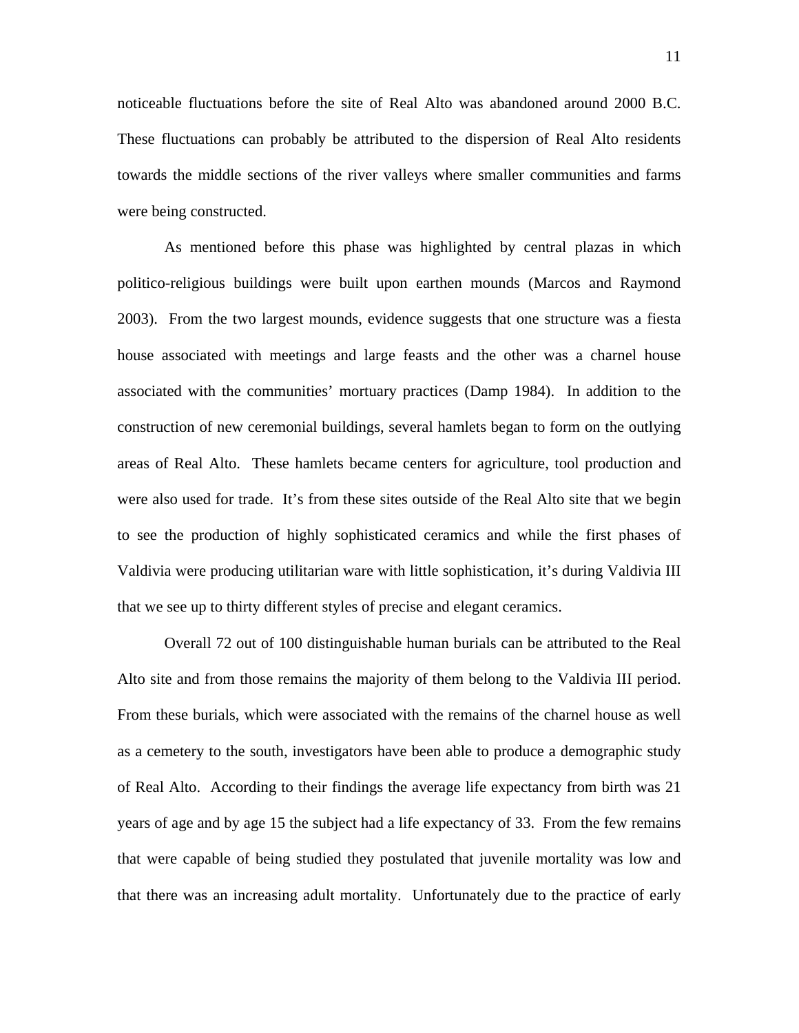noticeable fluctuations before the site of Real Alto was abandoned around 2000 B.C. These fluctuations can probably be attributed to the dispersion of Real Alto residents towards the middle sections of the river valleys where smaller communities and farms were being constructed.

As mentioned before this phase was highlighted by central plazas in which politico-religious buildings were built upon earthen mounds (Marcos and Raymond 2003). From the two largest mounds, evidence suggests that one structure was a fiesta house associated with meetings and large feasts and the other was a charnel house associated with the communities' mortuary practices (Damp 1984). In addition to the construction of new ceremonial buildings, several hamlets began to form on the outlying areas of Real Alto. These hamlets became centers for agriculture, tool production and were also used for trade. It's from these sites outside of the Real Alto site that we begin to see the production of highly sophisticated ceramics and while the first phases of Valdivia were producing utilitarian ware with little sophistication, it's during Valdivia III that we see up to thirty different styles of precise and elegant ceramics.

Overall 72 out of 100 distinguishable human burials can be attributed to the Real Alto site and from those remains the majority of them belong to the Valdivia III period. From these burials, which were associated with the remains of the charnel house as well as a cemetery to the south, investigators have been able to produce a demographic study of Real Alto. According to their findings the average life expectancy from birth was 21 years of age and by age 15 the subject had a life expectancy of 33. From the few remains that were capable of being studied they postulated that juvenile mortality was low and that there was an increasing adult mortality. Unfortunately due to the practice of early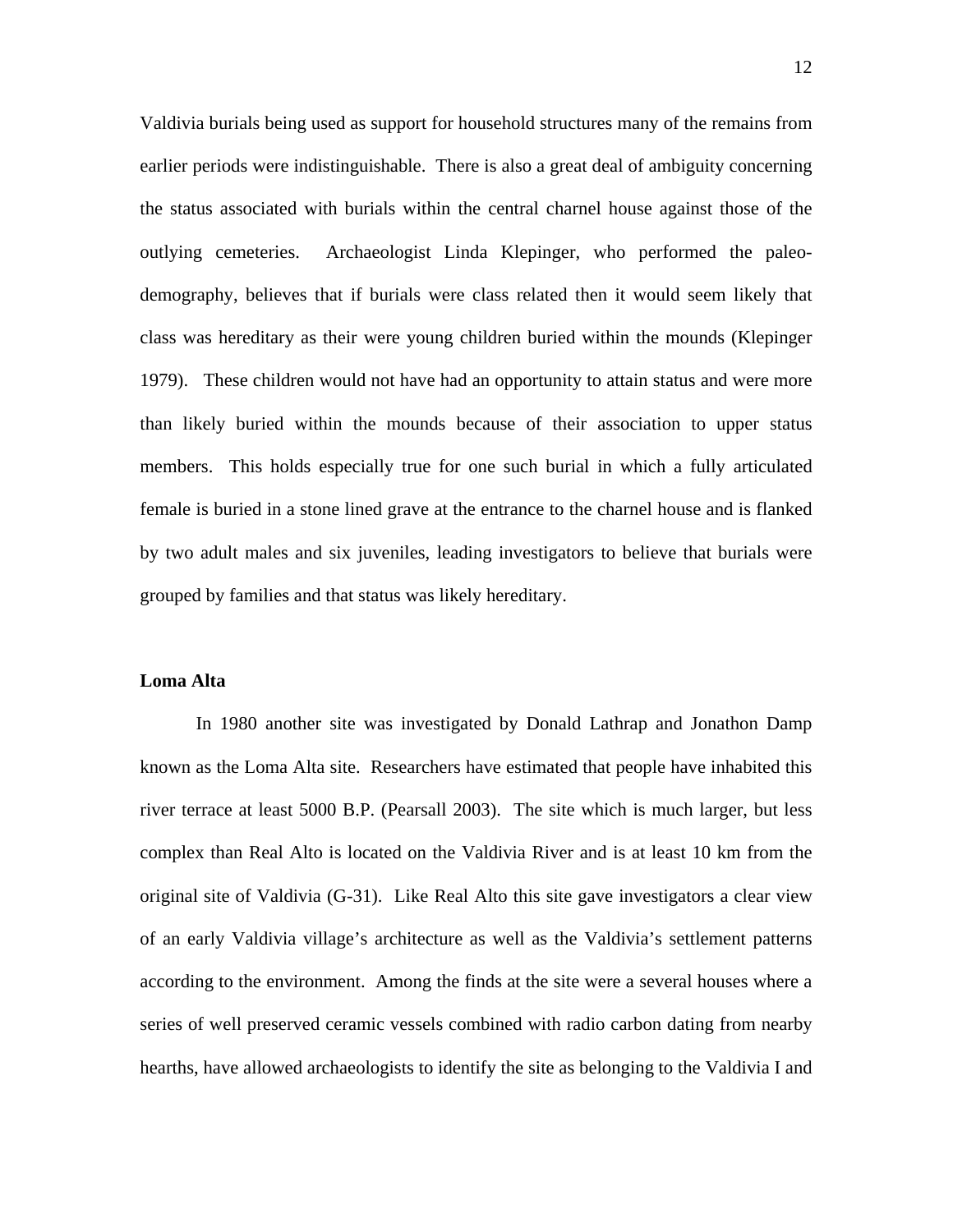Valdivia burials being used as support for household structures many of the remains from earlier periods were indistinguishable. There is also a great deal of ambiguity concerning the status associated with burials within the central charnel house against those of the outlying cemeteries. Archaeologist Linda Klepinger, who performed the paleo-demography, believes that if burials were class related then it would seem likely that class was hereditary as their were young children buried within the mounds (Klepinger 1979). These children would not have had an opportunity to attain status and were more than likely buried within the mounds because of their association to upper status members. This holds especially true for one such burial in which a fully articulated female is buried in a stone lined grave at the entrance to the charnel house and is flanked by two adult males and six juveniles, leading investigators to believe that burials were grouped by families and that status was likely hereditary.

**Loma Alta**

In 1980 another site was investigated by Donald Lathrap and Jonathon Damp known as the Loma Alta site. Researchers have estimated that people have inhabited this river terrace at least 5000 B.P. (Pearsall 2003). The site which is much larger, but less complex than Real Alto is located on the Valdivia River and is at least 10 km from the original site of Valdivia (G-31). Like Real Alto this site gave investigators a clear view of an early Valdivia village's architecture as well as the Valdivia's settlement patterns according to the environment. Among the finds at the site were a several houses where a series of well preserved ceramic vessels combined with radio carbon dating from nearby hearths, have allowed archaeologists to identify the site as belonging to the Valdivia I and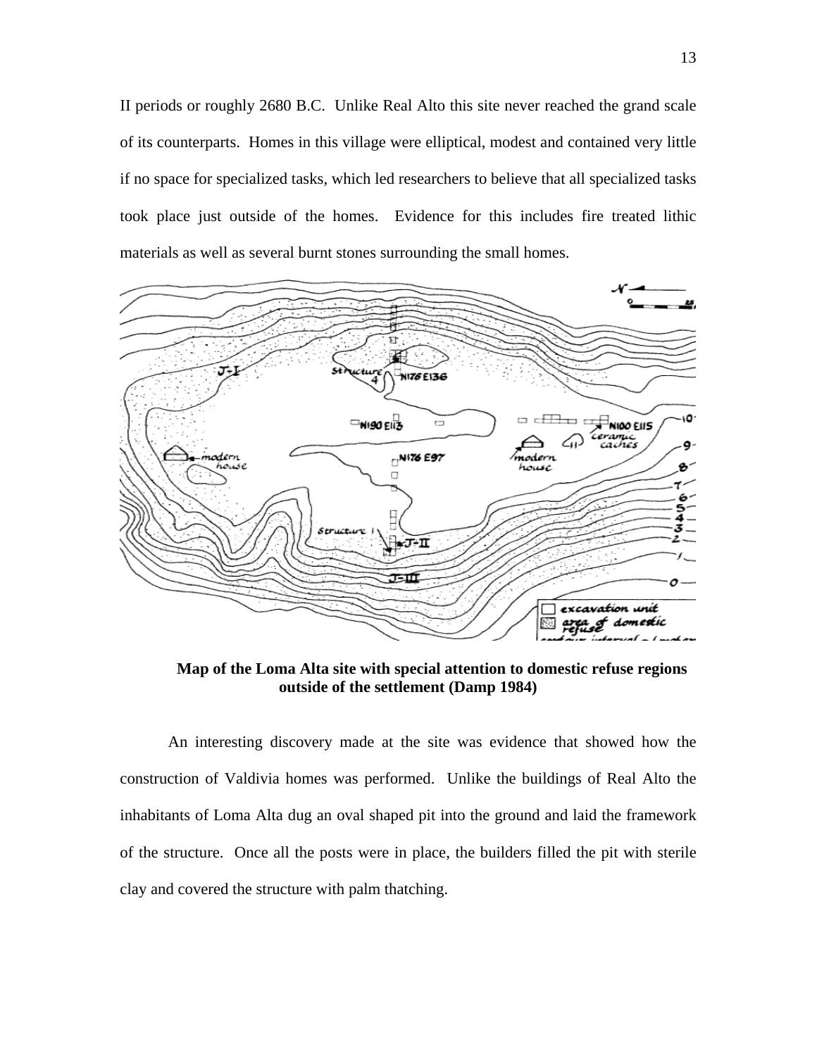II periods or roughly 2680 B.C. Unlike Real Alto this site never reached the grand scale of its counterparts. Homes in this village were elliptical, modest and contained very little if no space for specialized tasks, which led researchers to believe that all specialized tasks took place just outside of the homes. Evidence for this includes fire treated lithic materials as well as several burnt stones surrounding the small homes.

**Map of the Loma Alta site with special attention to domestic refuse regions outside of the settlement (Damp 1984)**

An interesting discovery made at the site was evidence that showed how the construction of Valdivia homes was performed. Unlike the buildings of Real Alto the inhabitants of Loma Alta dug an oval shaped pit into the ground and laid the framework of the structure. Once all the posts were in place, the builders filled the pit with sterile clay and covered the structure with palm thatching.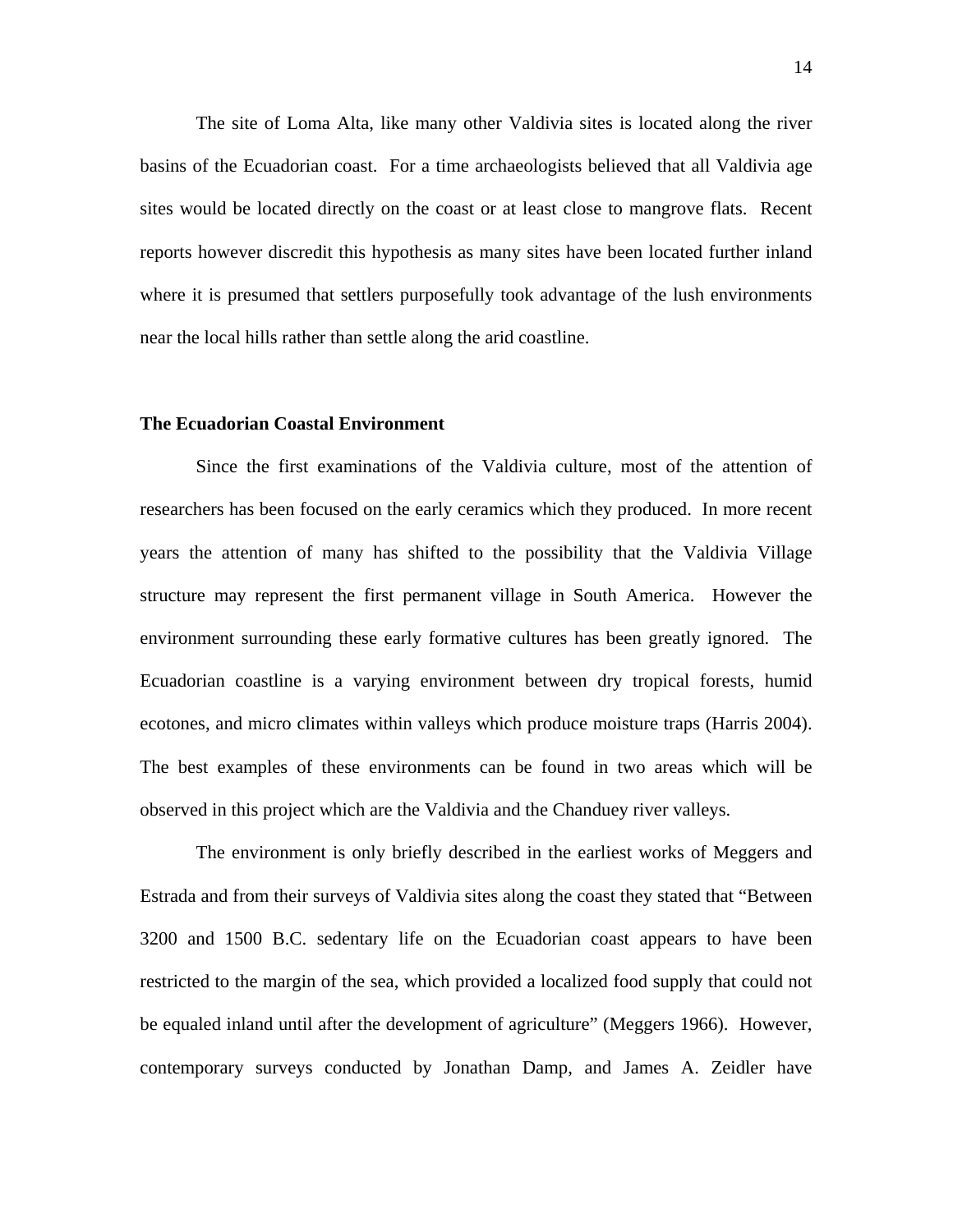The site of Loma Alta, like many other Valdivia sites is located along the river basins of the Ecuadorian coast. For a time archaeologists believed that all Valdivia age sites would be located directly on the coast or at least close to mangrove flats. Recent reports however discredit this hypothesis as many sites have been located further inland where it is presumed that settlers purposefully took advantage of the lush environments near the local hills rather than settle along the arid coastline.

**The Ecuadorian Coastal Environment**

Since the first examinations of the Valdivia culture, most of the attention of researchers has been focused on the early ceramics which they produced. In more recent years the attention of many has shifted to the possibility that the Valdivia Village structure may represent the first permanent village in South America. However the environment surrounding these early formative cultures has been greatly ignored. The Ecuadorian coastline is a varying environment between dry tropical forests, humid ecotones, and micro climates within valleys which produce moisture traps (Harris 2004). The best examples of these environments can be found in two areas which will be observed in this project which are the Valdivia and the Chanduey river valleys.

The environment is only briefly described in the earliest works of Meggers and Estrada and from their surveys of Valdivia sites along the coast they stated that "Between 3200 and 1500 B.C. sedentary life on the Ecuadorian coast appears to have been restricted to the margin of the sea, which provided a localized food supply that could not be equaled inland until after the development of agriculture" (Meggers 1966). However, contemporary surveys conducted by Jonathan Damp, and James A. Zeidler have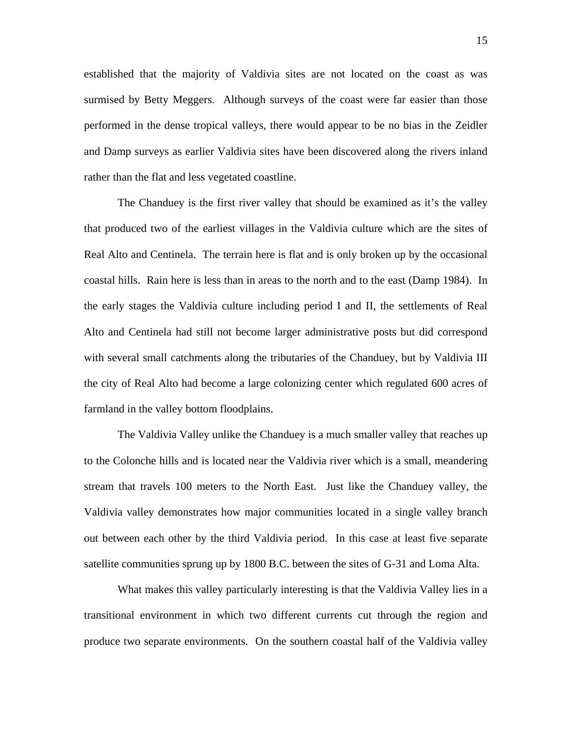established that the majority of Valdivia sites are not located on the coast as was surmised by Betty Meggers. Although surveys of the coast were far easier than those performed in the dense tropical valleys, there would appear to be no bias in the Zeidler and Damp surveys as earlier Valdivia sites have been discovered along the rivers inland rather than the flat and less vegetated coastline.

The Chanduey is the first river valley that should be examined as it's the valley that produced two of the earliest villages in the Valdivia culture which are the sites of Real Alto and Centinela. The terrain here is flat and is only broken up by the occasional coastal hills. Rain here is less than in areas to the north and to the east (Damp 1984). In the early stages the Valdivia culture including period I and II, the settlements of Real Alto and Centinela had still not become larger administrative posts but did correspond with several small catchments along the tributaries of the Chanduey, but by Valdivia III the city of Real Alto had become a large colonizing center which regulated 600 acres of farmland in the valley bottom floodplains.

The Valdivia Valley unlike the Chanduey is a much smaller valley that reaches up to the Colonche hills and is located near the Valdivia river which is a small, meandering stream that travels 100 meters to the North East. Just like the Chanduey valley, the Valdivia valley demonstrates how major communities located in a single valley branch out between each other by the third Valdivia period. In this case at least five separate satellite communities sprung up by 1800 B.C. between the sites of G-31 and Loma Alta.

What makes this valley particularly interesting is that the Valdivia Valley lies in a transitional environment in which two different currents cut through the region and produce two separate environments. On the southern coastal half of the Valdivia valley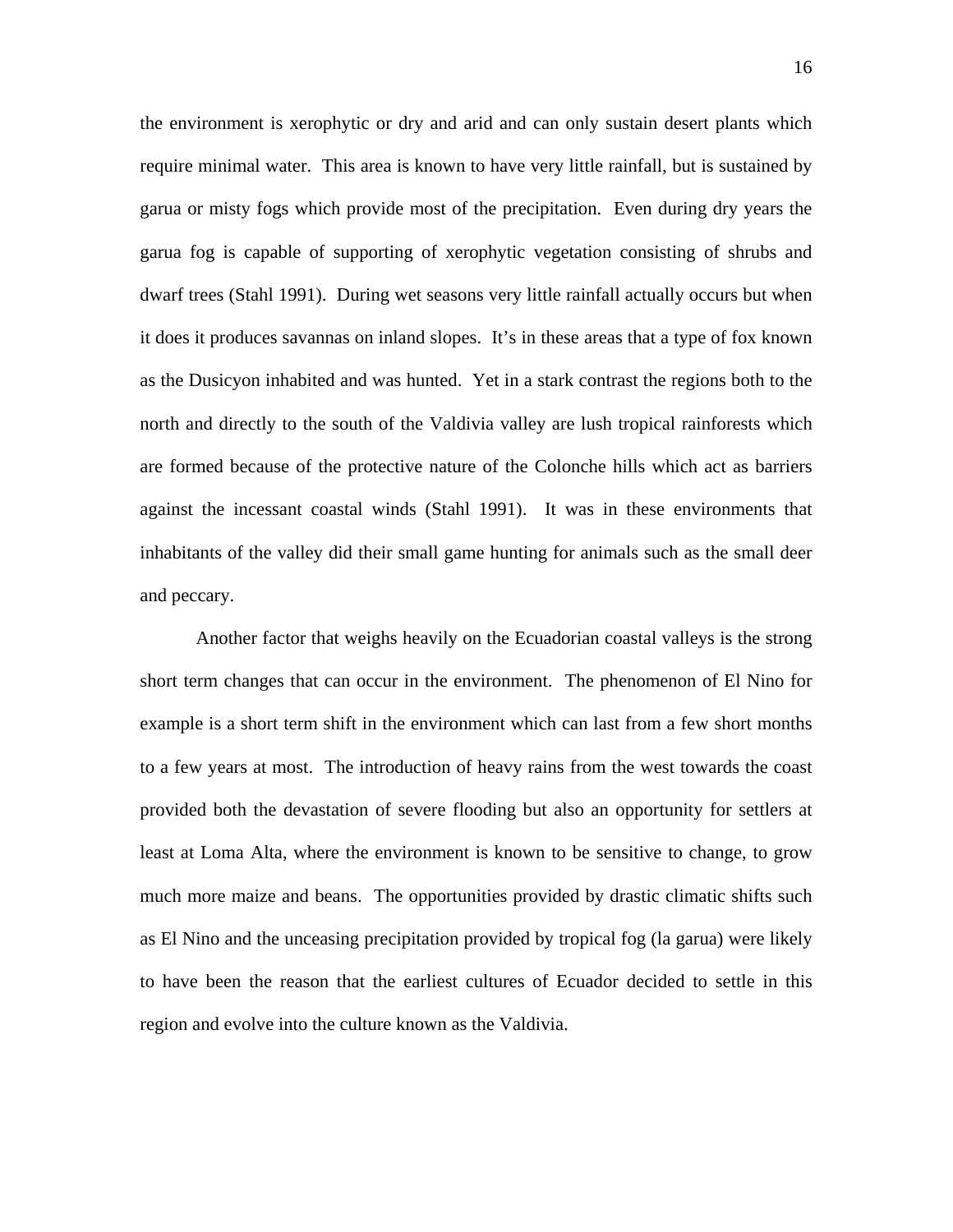the environment is xerophytic or dry and arid and can only sustain desert plants which require minimal water. This area is known to have very little rainfall, but is sustained by garua or misty fogs which provide most of the precipitation. Even during dry years the garua fog is capable of supporting of xerophytic vegetation consisting of shrubs and dwarf trees (Stahl 1991). During wet seasons very little rainfall actually occurs but when it does it produces savannas on inland slopes. It's in these areas that a type of fox known as the Dusicyon inhabited and was hunted. Yet in a stark contrast the regions both to the north and directly to the south of the Valdivia valley are lush tropical rainforests which are formed because of the protective nature of the Colonche hills which act as barriers against the incessant coastal winds (Stahl 1991). It was in these environments that inhabitants of the valley did their small game hunting for animals such as the small deer and peccary.

Another factor that weighs heavily on the Ecuadorian coastal valleys is the strong short term changes that can occur in the environment. The phenomenon of El Nino for example is a short term shift in the environment which can last from a few short months to a few years at most. The introduction of heavy rains from the west towards the coast provided both the devastation of severe flooding but also an opportunity for settlers at least at Loma Alta, where the environment is known to be sensitive to change, to grow much more maize and beans. The opportunities provided by drastic climatic shifts such as El Nino and the unceasing precipitation provided by tropical fog (la garua) were likely to have been the reason that the earliest cultures of Ecuador decided to settle in this region and evolve into the culture known as the Valdivia.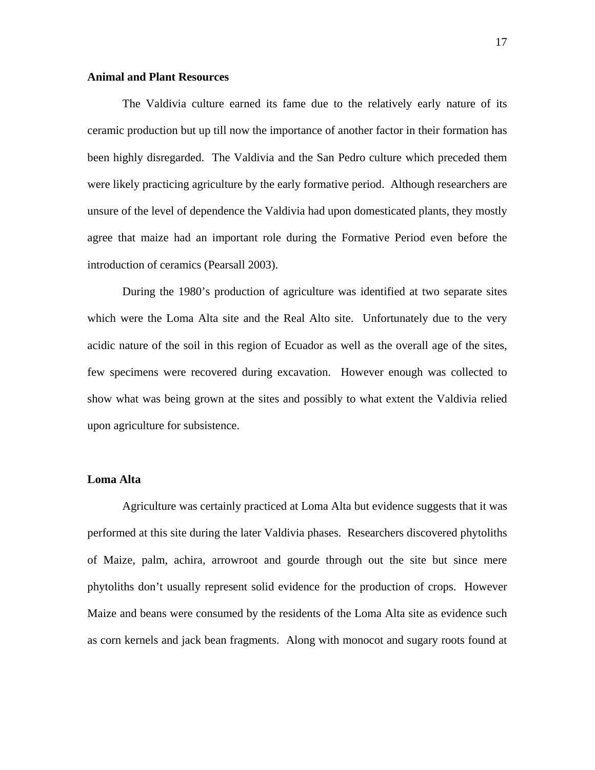**Animal and Plant Resources**

The Valdivia culture earned its fame due to the relatively early nature of its ceramic production but up till now the importance of another factor in their formation has been highly disregarded. The Valdivia and the San Pedro culture which preceded them were likely practicing agriculture by the early formative period. Although researchers are unsure of the level of dependence the Valdivia had upon domesticated plants, they mostly agree that maize had an important role during the Formative Period even before the introduction of ceramics (Pearsall 2003).

During the 1980's production of agriculture was identified at two separate sites which were the Loma Alta site and the Real Alto site. Unfortunately due to the very acidic nature of the soil in this region of Ecuador as well as the overall age of the sites, few specimens were recovered during excavation. However enough was collected to show what was being grown at the sites and possibly to what extent the Valdivia relied upon agriculture for subsistence.

**Loma Alta**

Agriculture was certainly practiced at Loma Alta but evidence suggests that it was performed at this site during the later Valdivia phases. Researchers discovered phytoliths of Maize, palm, achira, arrowroot and gourde through out the site but since mere phytoliths don't usually represent solid evidence for the production of crops. However Maize and beans were consumed by the residents of the Loma Alta site as evidence such as corn kernels and jack bean fragments. Along with monocot and sugary roots found at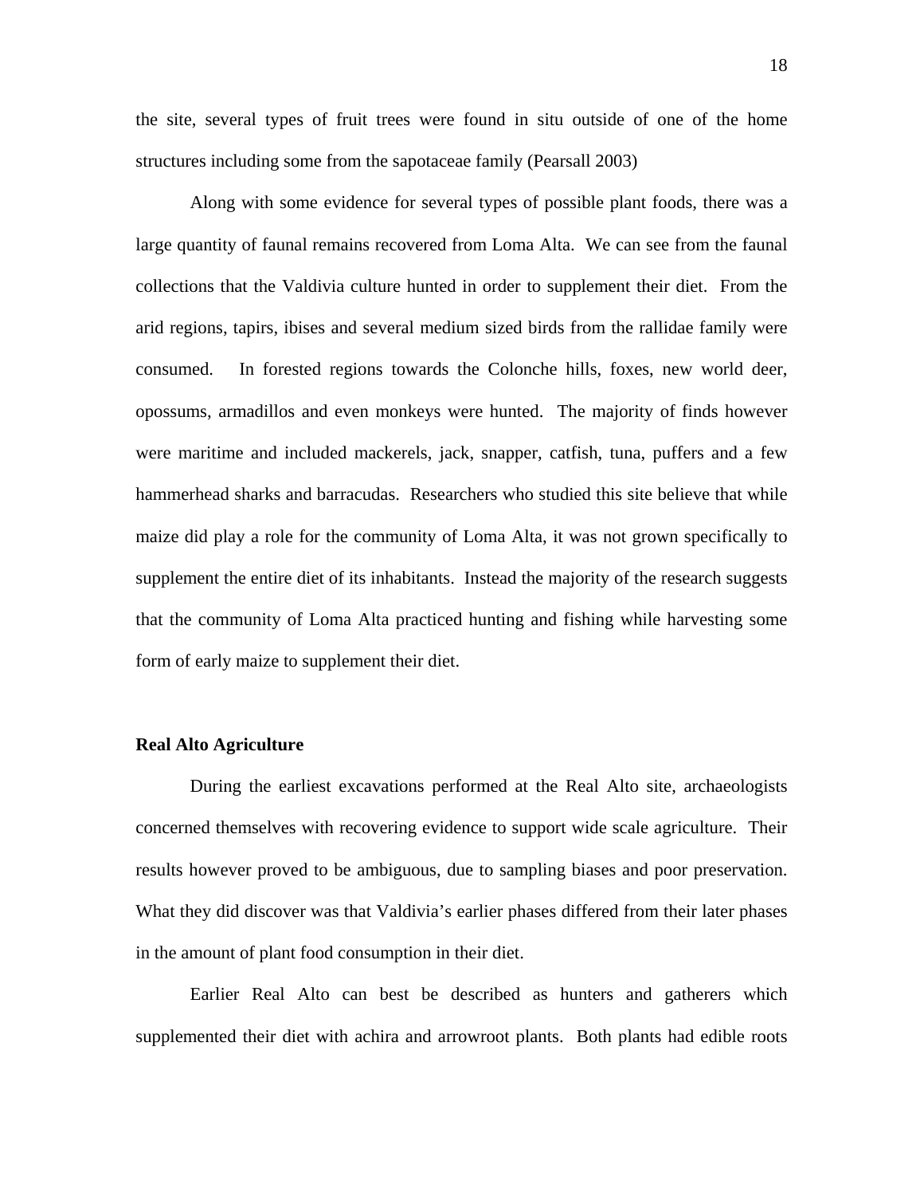the site, several types of fruit trees were found in situ outside of one of the home structures including some from the sapotaceae family (Pearsall 2003)

Along with some evidence for several types of possible plant foods, there was a large quantity of faunal remains recovered from Loma Alta. We can see from the faunal collections that the Valdivia culture hunted in order to supplement their diet. From the arid regions, tapirs, ibises and several medium sized birds from the rallidae family were consumed. In forested regions towards the Colonche hills, foxes, new world deer, opossums, armadillos and even monkeys were hunted. The majority of finds however were maritime and included mackerels, jack, snapper, catfish, tuna, puffers and a few hammerhead sharks and barracudas. Researchers who studied this site believe that while maize did play a role for the community of Loma Alta, it was not grown specifically to supplement the entire diet of its inhabitants. Instead the majority of the research suggests that the community of Loma Alta practiced hunting and fishing while harvesting some form of early maize to supplement their diet.

**Real Alto Agriculture**

During the earliest excavations performed at the Real Alto site, archaeologists concerned themselves with recovering evidence to support wide scale agriculture. Their results however proved to be ambiguous, due to sampling biases and poor preservation. What they did discover was that Valdivia's earlier phases differed from their later phases in the amount of plant food consumption in their diet.

Earlier Real Alto can best be described as hunters and gatherers which supplemented their diet with achira and arrowroot plants. Both plants had edible roots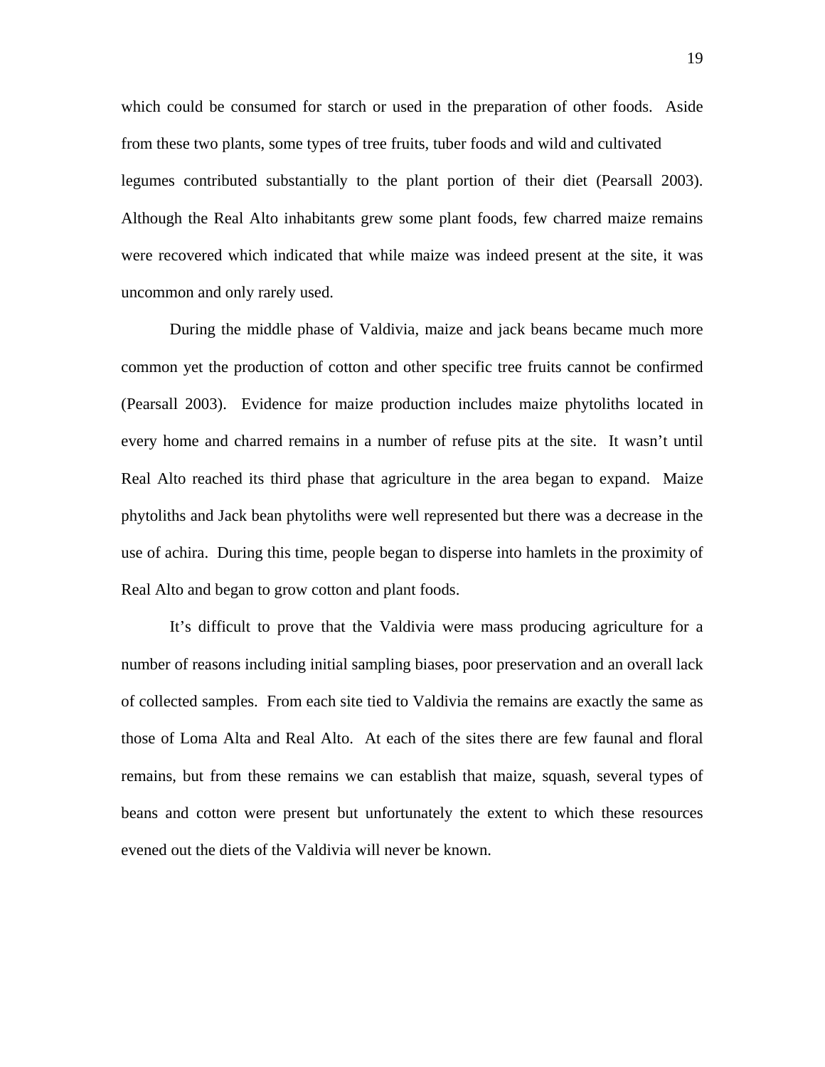which could be consumed for starch or used in the preparation of other foods. Aside from these two plants, some types of tree fruits, tuber foods and wild and cultivated legumes contributed substantially to the plant portion of their diet (Pearsall 2003). Although the Real Alto inhabitants grew some plant foods, few charred maize remains were recovered which indicated that while maize was indeed present at the site, it was uncommon and only rarely used.

During the middle phase of Valdivia, maize and jack beans became much more common yet the production of cotton and other specific tree fruits cannot be confirmed (Pearsall 2003). Evidence for maize production includes maize phytoliths located in every home and charred remains in a number of refuse pits at the site. It wasn't until Real Alto reached its third phase that agriculture in the area began to expand. Maize phytoliths and Jack bean phytoliths were well represented but there was a decrease in the use of achira. During this time, people began to disperse into hamlets in the proximity of Real Alto and began to grow cotton and plant foods.

It's difficult to prove that the Valdivia were mass producing agriculture for a number of reasons including initial sampling biases, poor preservation and an overall lack of collected samples. From each site tied to Valdivia the remains are exactly the same as those of Loma Alta and Real Alto. At each of the sites there are few faunal and floral remains, but from these remains we can establish that maize, squash, several types of beans and cotton were present but unfortunately the extent to which these resources evened out the diets of the Valdivia will never be known.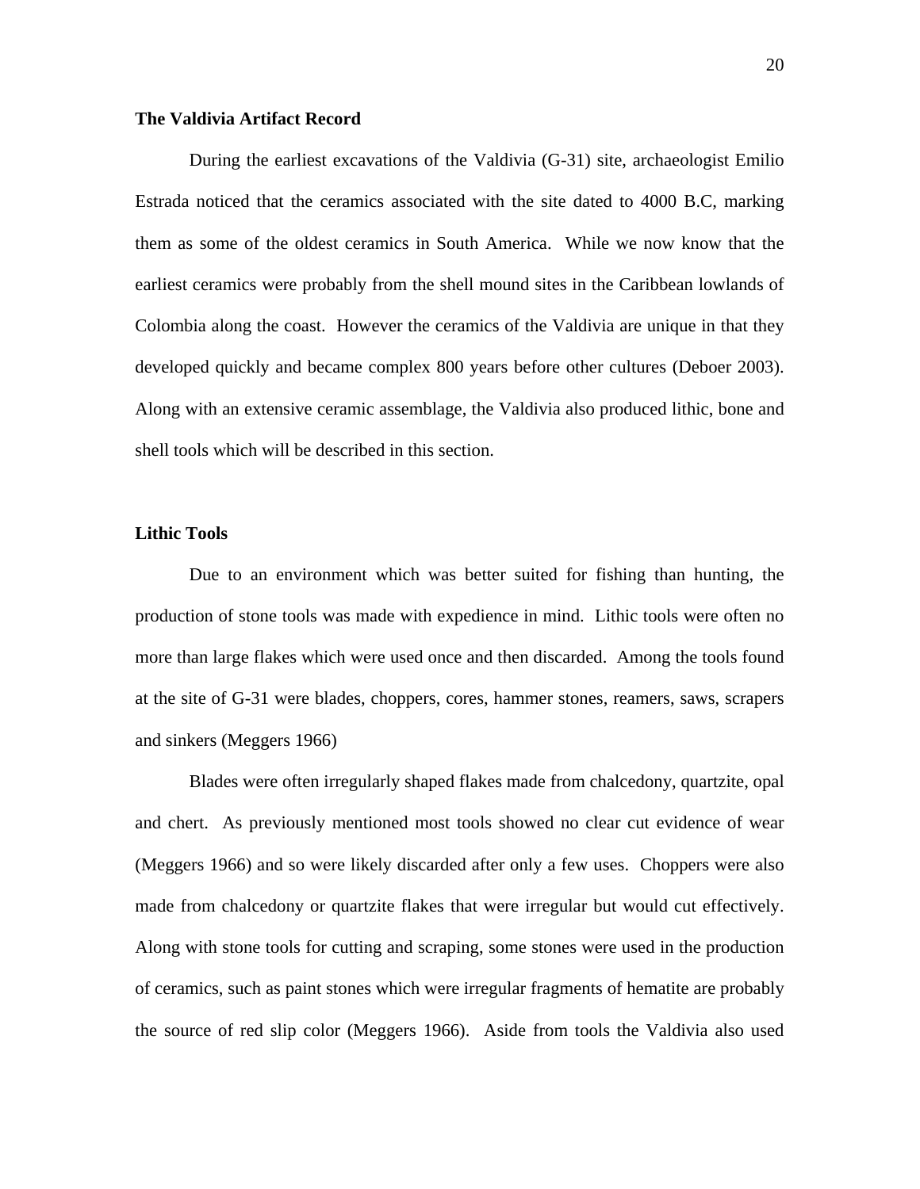## The Valdivia Artifact Record

During the earliest excavations of the Valdivia (G-31) site, archaeologist Emilio Estrada noticed that the ceramics associated with the site dated to 4000 B.C, marking them as some of the oldest ceramics in South America. While we now know that the earliest ceramics were probably from the shell mound sites in the Caribbean lowlands of Colombia along the coast. However the ceramics of the Valdivia are unique in that they developed quickly and became complex 800 years before other cultures (Deboer 2003). Along with an extensive ceramic assemblage, the Valdivia also produced lithic, bone and shell tools which will be described in this section.

## Lithic Tools

Due to an environment which was better suited for fishing than hunting, the production of stone tools was made with expedience in mind. Lithic tools were often no more than large flakes which were used once and then discarded. Among the tools found at the site of G-31 were blades, choppers, cores, hammer stones, reamers, saws, scrapers and sinkers (Meggers 1966)

Blades were often irregularly shaped flakes made from chalcedony, quartzite, opal and chert. As previously mentioned most tools showed no clear cut evidence of wear (Meggers 1966) and so were likely discarded after only a few uses. Choppers were also made from chalcedony or quartzite flakes that were irregular but would cut effectively. Along with stone tools for cutting and scraping, some stones were used in the production of ceramics, such as paint stones which were irregular fragments of hematite are probably the source of red slip color (Meggers 1966). Aside from tools the Valdivia also used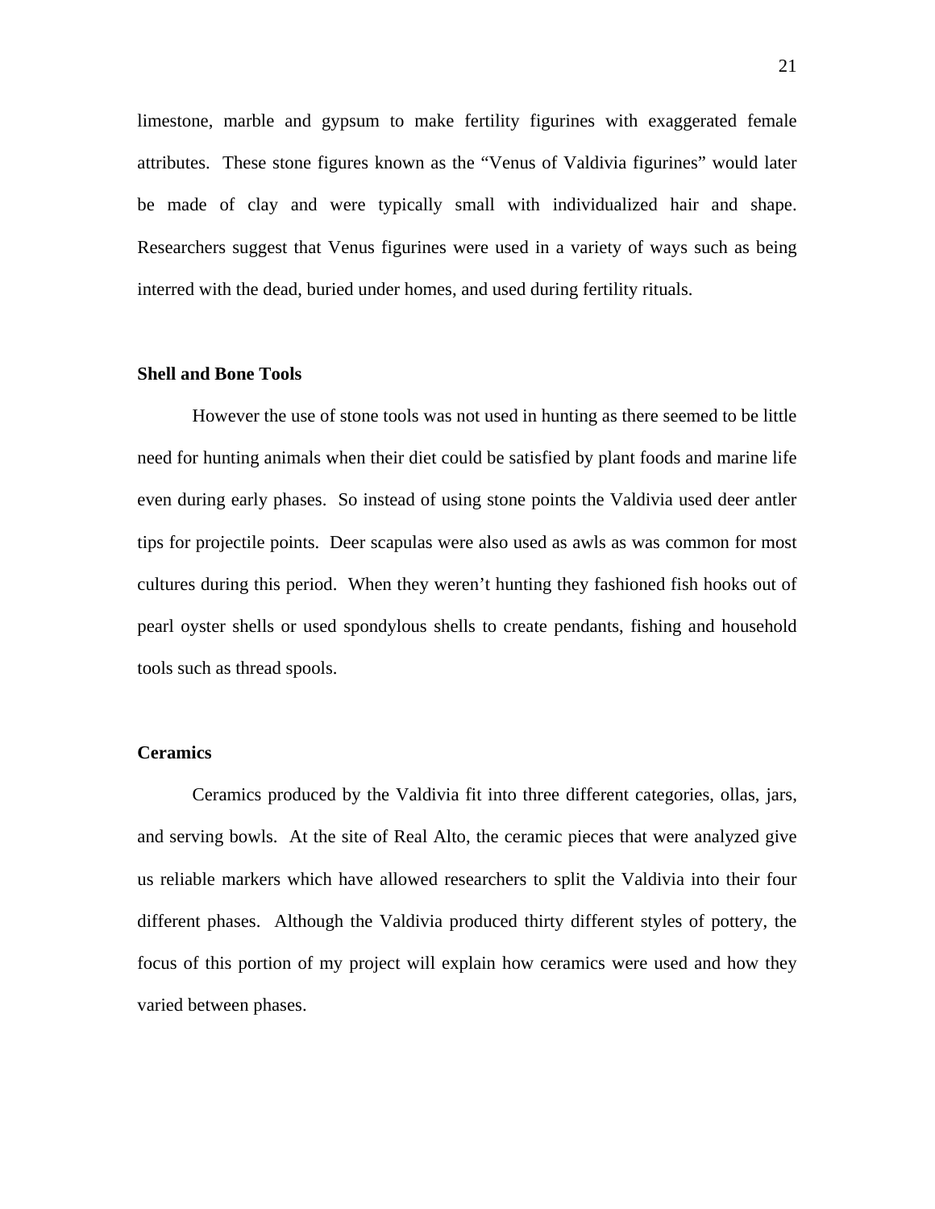limestone, marble and gypsum to make fertility figurines with exaggerated female attributes. These stone figures known as the "Venus of Valdivia figurines" would later be made of clay and were typically small with individualized hair and shape. Researchers suggest that Venus figurines were used in a variety of ways such as being interred with the dead, buried under homes, and used during fertility rituals.

**Shell and Bone Tools**

However the use of stone tools was not used in hunting as there seemed to be little need for hunting animals when their diet could be satisfied by plant foods and marine life even during early phases. So instead of using stone points the Valdivia used deer antler tips for projectile points. Deer scapulas were also used as awls as was common for most cultures during this period. When they weren't hunting they fashioned fish hooks out of pearl oyster shells or used spondylous shells to create pendants, fishing and household tools such as thread spools.

**Ceramics**

Ceramics produced by the Valdivia fit into three different categories, ollas, jars, and serving bowls. At the site of Real Alto, the ceramic pieces that were analyzed give us reliable markers which have allowed researchers to split the Valdivia into their four different phases. Although the Valdivia produced thirty different styles of pottery, the focus of this portion of my project will explain how ceramics were used and how they varied between phases.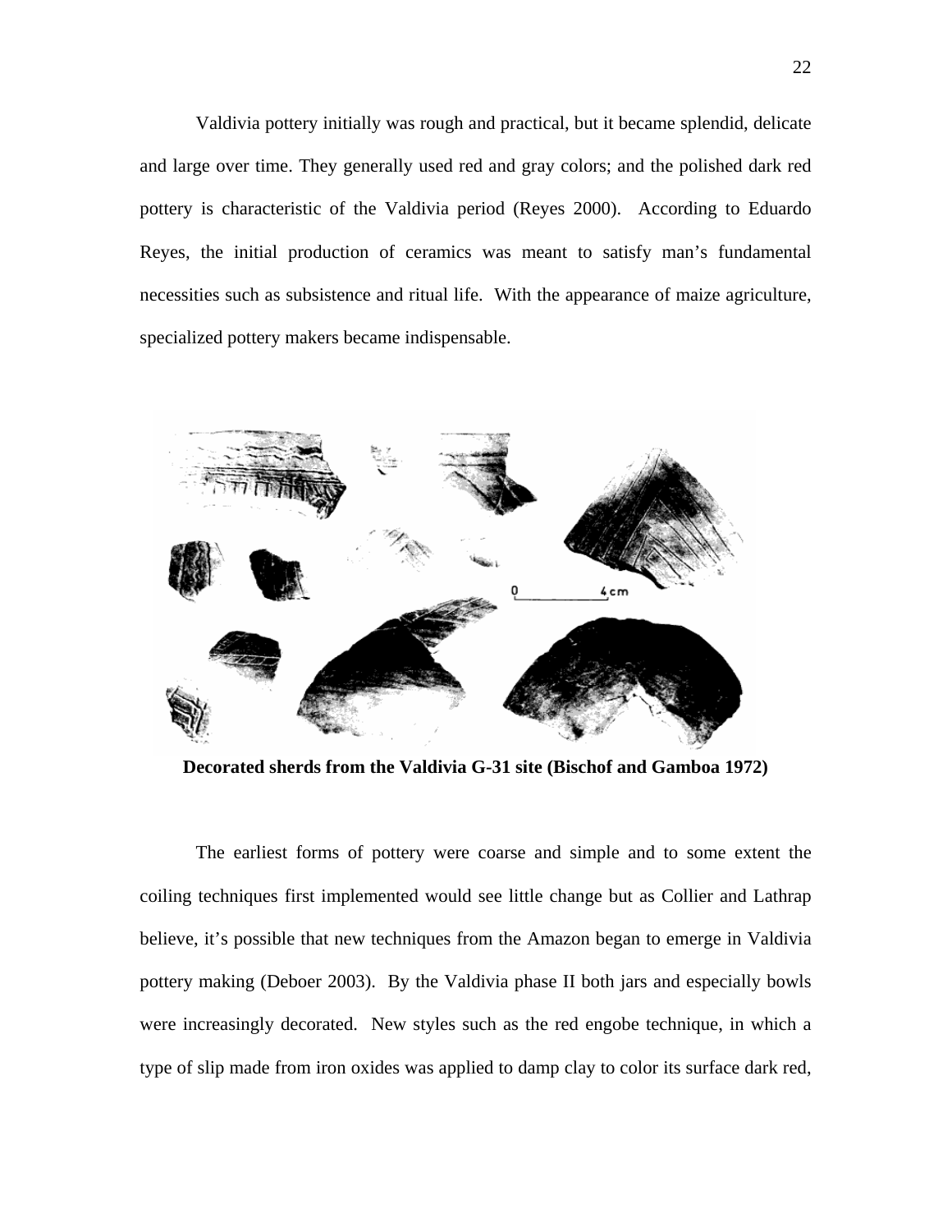Valdivia pottery initially was rough and practical, but it became splendid, delicate and large over time. They generally used red and gray colors; and the polished dark red pottery is characteristic of the Valdivia period (Reyes 2000). According to Eduardo Reyes, the initial production of ceramics was meant to satisfy man's fundamental necessities such as subsistence and ritual life. With the appearance of maize agriculture, specialized pottery makers became indispensable.

**Decorated sherds from the Valdivia G-31 site (Bischof and Gamboa 1972)**

The earliest forms of pottery were coarse and simple and to some extent the coiling techniques first implemented would see little change but as Collier and Lathrap believe, it's possible that new techniques from the Amazon began to emerge in Valdivia pottery making (Deboer 2003). By the Valdivia phase II both jars and especially bowls were increasingly decorated. New styles such as the red engobe technique, in which a type of slip made from iron oxides was applied to damp clay to color its surface dark red,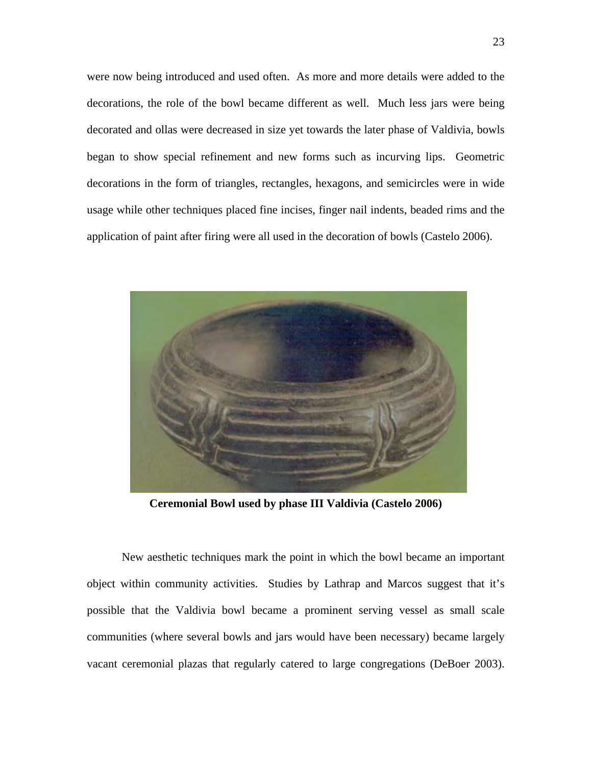were now being introduced and used often. As more and more details were added to the decorations, the role of the bowl became different as well. Much less jars were being decorated and ollas were decreased in size yet towards the later phase of Valdivia, bowls began to show special refinement and new forms such as incurving lips. Geometric decorations in the form of triangles, rectangles, hexagons, and semicircles were in wide usage while other techniques placed fine incises, finger nail indents, beaded rims and the application of paint after firing were all used in the decoration of bowls (Castelo 2006).

**Ceremonial Bowl used by phase III Valdivia (Castelo 2006)**

New aesthetic techniques mark the point in which the bowl became an important object within community activities. Studies by Lathrap and Marcos suggest that it's possible that the Valdivia bowl became a prominent serving vessel as small scale communities (where several bowls and jars would have been necessary) became largely vacant ceremonial plazas that regularly catered to large congregations (DeBoer 2003).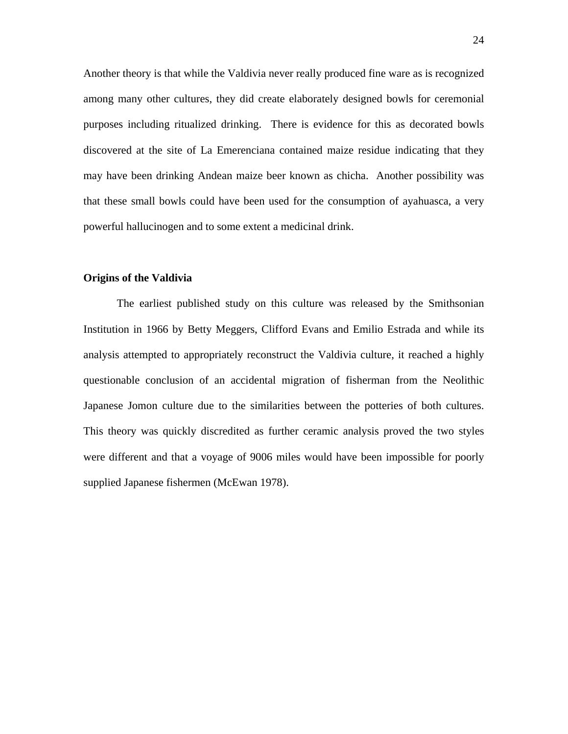Another theory is that while the Valdivia never really produced fine ware as is recognized among many other cultures, they did create elaborately designed bowls for ceremonial purposes including ritualized drinking. There is evidence for this as decorated bowls discovered at the site of La Emerenciana contained maize residue indicating that they may have been drinking Andean maize beer known as chicha. Another possibility was that these small bowls could have been used for the consumption of ayahuasca, a very powerful hallucinogen and to some extent a medicinal drink.

**Origins of the Valdivia**

The earliest published study on this culture was released by the Smithsonian Institution in 1966 by Betty Meggers, Clifford Evans and Emilio Estrada and while its analysis attempted to appropriately reconstruct the Valdivia culture, it reached a highly questionable conclusion of an accidental migration of fisherman from the Neolithic Japanese Jomon culture due to the similarities between the potteries of both cultures. This theory was quickly discredited as further ceramic analysis proved the two styles were different and that a voyage of 9006 miles would have been impossible for poorly supplied Japanese fishermen (McEwan 1978).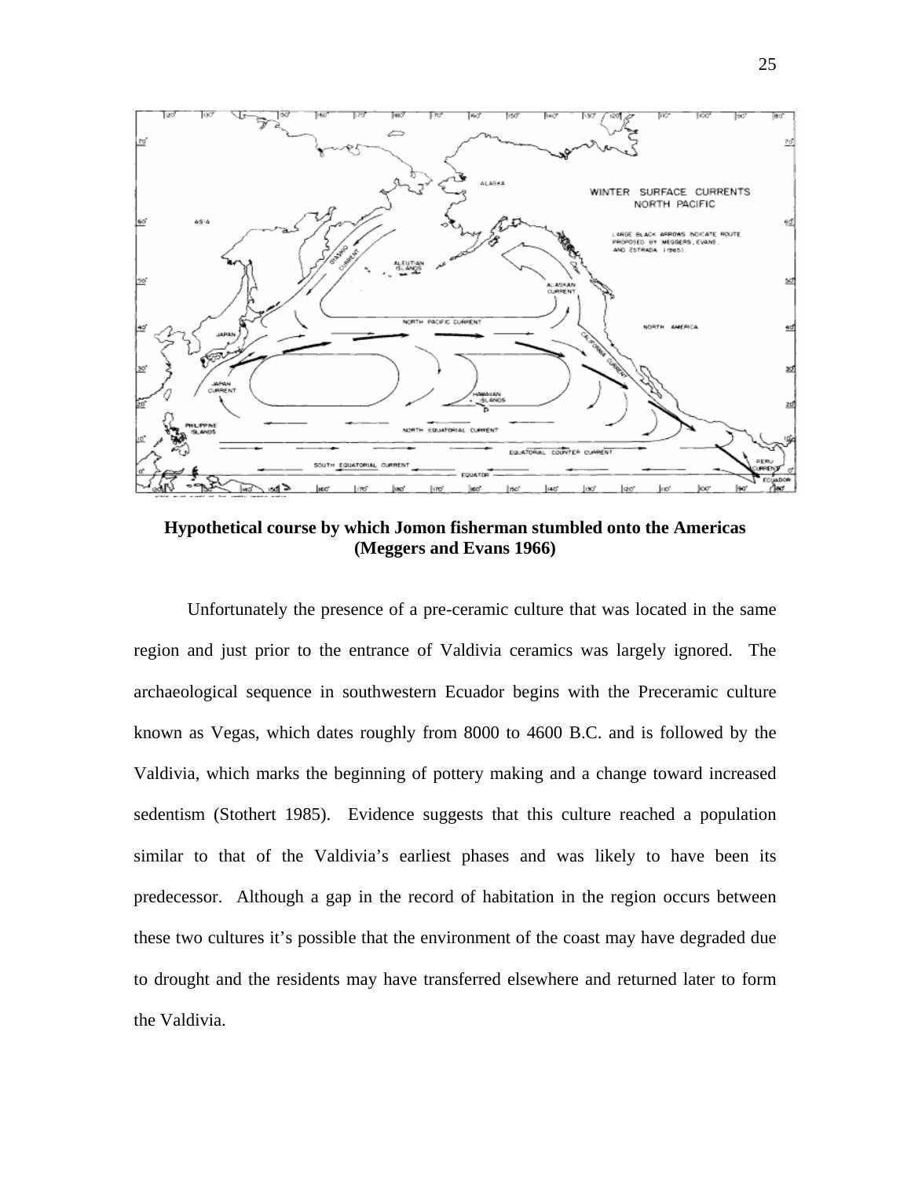**Hypothetical course by which Jomon fisherman stumbled onto the Americas (Meggers and Evans 1966)**

Unfortunately the presence of a pre-ceramic culture that was located in the same region and just prior to the entrance of Valdivia ceramics was largely ignored. The archaeological sequence in southwestern Ecuador begins with the Preceramic culture known as Vegas, which dates roughly from 8000 to 4600 B.C. and is followed by the Valdivia, which marks the beginning of pottery making and a change toward increased sedentism (Stothert 1985). Evidence suggests that this culture reached a population similar to that of the Valdivia's earliest phases and was likely to have been its predecessor. Although a gap in the record of habitation in the region occurs between these two cultures it's possible that the environment of the coast may have degraded due to drought and the residents may have transferred elsewhere and returned later to form the Valdivia.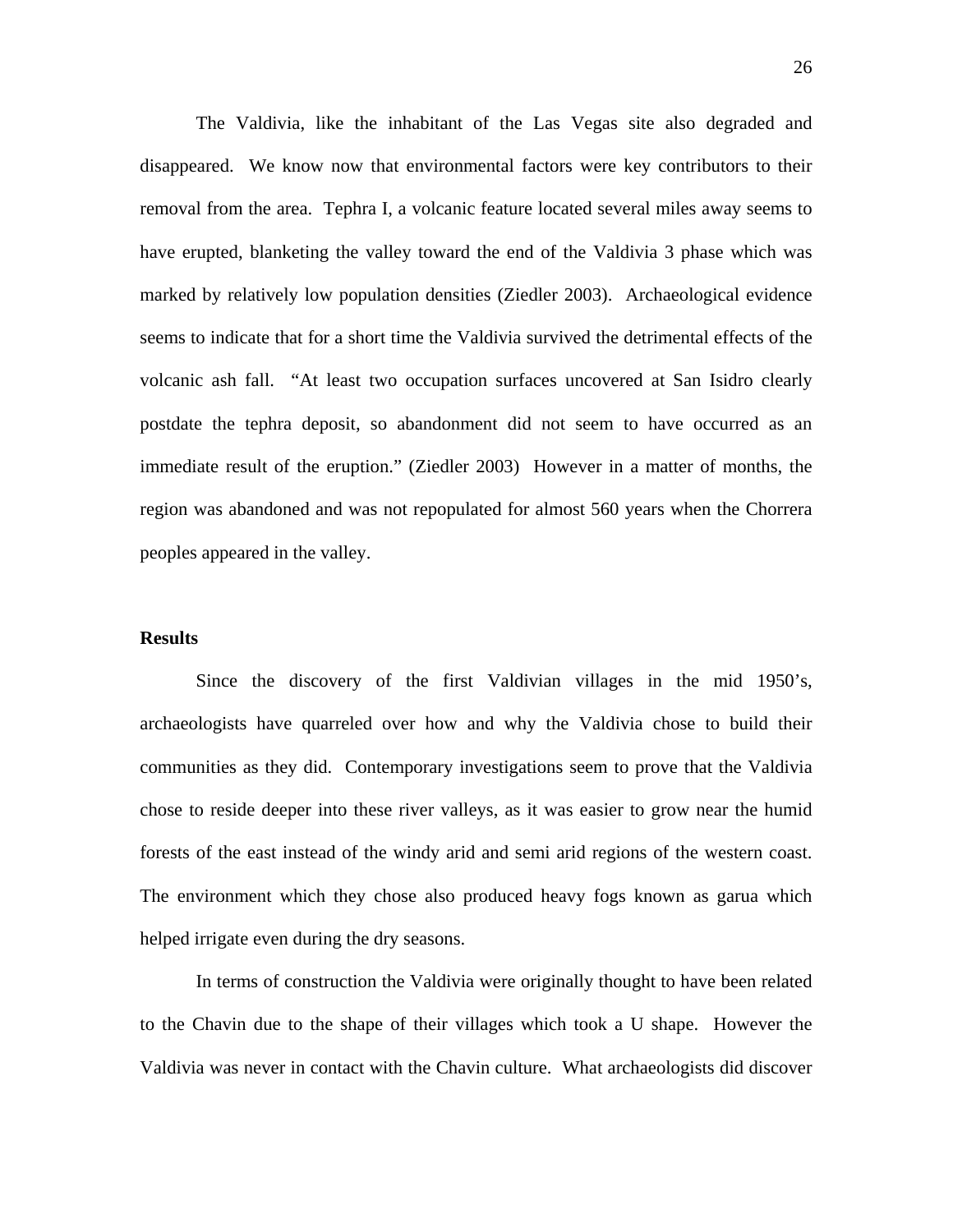The Valdivia, like the inhabitant of the Las Vegas site also degraded and disappeared. We know now that environmental factors were key contributors to their removal from the area. Tephra I, a volcanic feature located several miles away seems to have erupted, blanketing the valley toward the end of the Valdivia 3 phase which was marked by relatively low population densities (Ziedler 2003). Archaeological evidence seems to indicate that for a short time the Valdivia survived the detrimental effects of the volcanic ash fall. "At least two occupation surfaces uncovered at San Isidro clearly postdate the tephra deposit, so abandonment did not seem to have occurred as an immediate result of the eruption." (Ziedler 2003) However in a matter of months, the region was abandoned and was not repopulated for almost 560 years when the Chorrera peoples appeared in the valley.

**Results**

Since the discovery of the first Valdivian villages in the mid 1950's, archaeologists have quarreled over how and why the Valdivia chose to build their communities as they did. Contemporary investigations seem to prove that the Valdivia chose to reside deeper into these river valleys, as it was easier to grow near the humid forests of the east instead of the windy arid and semi arid regions of the western coast. The environment which they chose also produced heavy fogs known as garua which helped irrigate even during the dry seasons.

In terms of construction the Valdivia were originally thought to have been related to the Chavin due to the shape of their villages which took a U shape. However the Valdivia was never in contact with the Chavin culture. What archaeologists did discover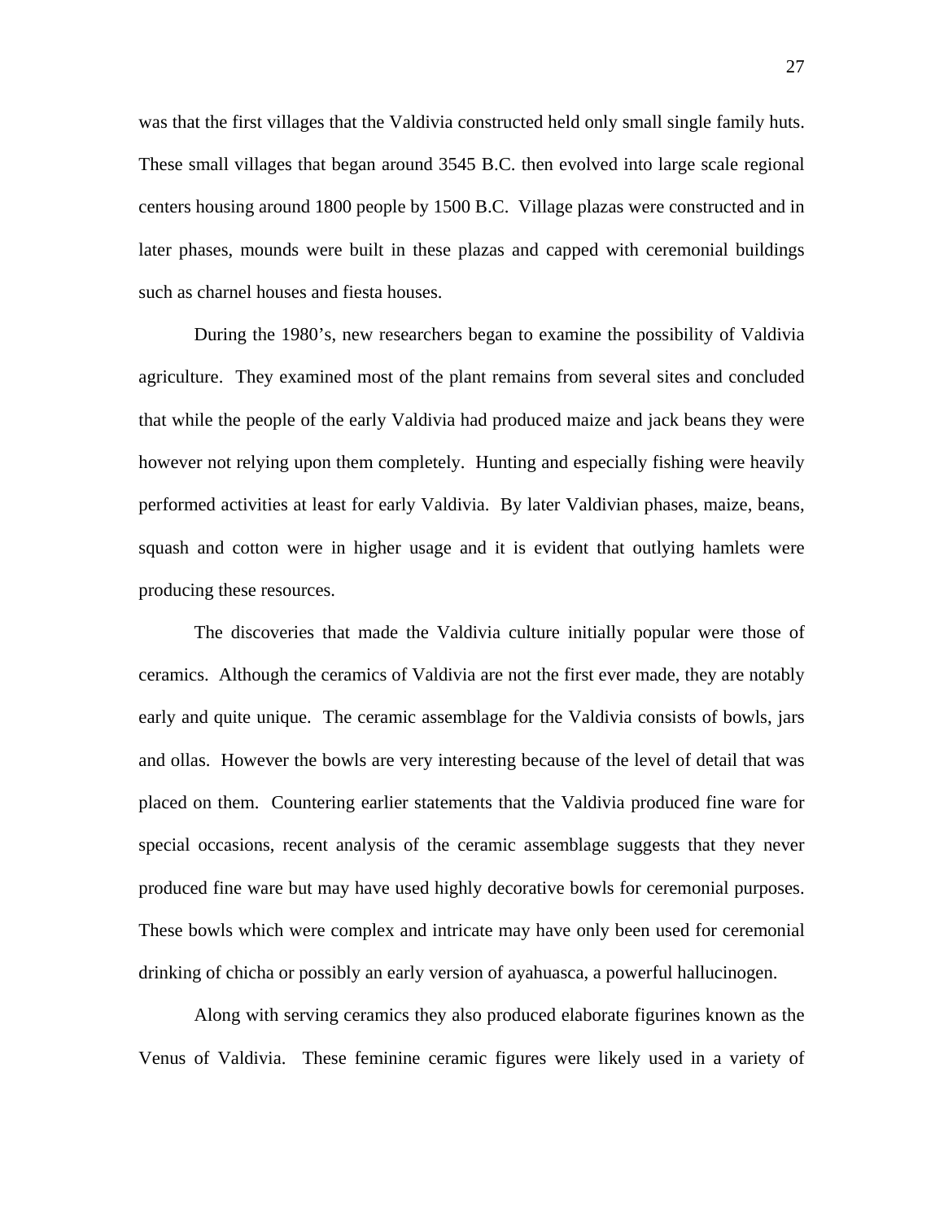was that the first villages that the Valdivia constructed held only small single family huts. These small villages that began around 3545 B.C. then evolved into large scale regional centers housing around 1800 people by 1500 B.C. Village plazas were constructed and in later phases, mounds were built in these plazas and capped with ceremonial buildings such as charnel houses and fiesta houses.

During the 1980's, new researchers began to examine the possibility of Valdivia agriculture. They examined most of the plant remains from several sites and concluded that while the people of the early Valdivia had produced maize and jack beans they were however not relying upon them completely. Hunting and especially fishing were heavily performed activities at least for early Valdivia. By later Valdivian phases, maize, beans, squash and cotton were in higher usage and it is evident that outlying hamlets were producing these resources.

The discoveries that made the Valdivia culture initially popular were those of ceramics. Although the ceramics of Valdivia are not the first ever made, they are notably early and quite unique. The ceramic assemblage for the Valdivia consists of bowls, jars and ollas. However the bowls are very interesting because of the level of detail that was placed on them. Countering earlier statements that the Valdivia produced fine ware for special occasions, recent analysis of the ceramic assemblage suggests that they never produced fine ware but may have used highly decorative bowls for ceremonial purposes. These bowls which were complex and intricate may have only been used for ceremonial drinking of chicha or possibly an early version of ayahuasca, a powerful hallucinogen.

Along with serving ceramics they also produced elaborate figurines known as the Venus of Valdivia. These feminine ceramic figures were likely used in a variety of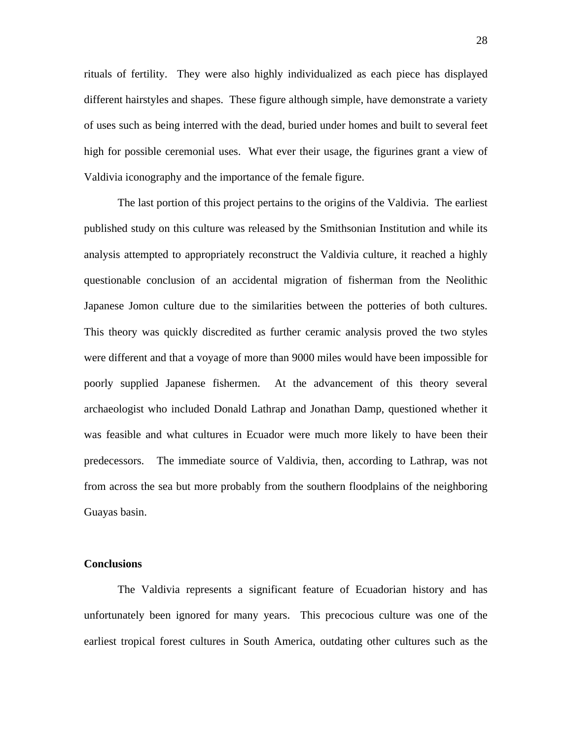rituals of fertility. They were also highly individualized as each piece has displayed different hairstyles and shapes. These figure although simple, have demonstrate a variety of uses such as being interred with the dead, buried under homes and built to several feet high for possible ceremonial uses. What ever their usage, the figurines grant a view of Valdivia iconography and the importance of the female figure.

The last portion of this project pertains to the origins of the Valdivia. The earliest published study on this culture was released by the Smithsonian Institution and while its analysis attempted to appropriately reconstruct the Valdivia culture, it reached a highly questionable conclusion of an accidental migration of fisherman from the Neolithic Japanese Jomon culture due to the similarities between the potteries of both cultures. This theory was quickly discredited as further ceramic analysis proved the two styles were different and that a voyage of more than 9000 miles would have been impossible for poorly supplied Japanese fishermen. At the advancement of this theory several archaeologist who included Donald Lathrap and Jonathan Damp, questioned whether it was feasible and what cultures in Ecuador were much more likely to have been their predecessors. The immediate source of Valdivia, then, according to Lathrap, was not from across the sea but more probably from the southern floodplains of the neighboring Guayas basin.

**Conclusions**

The Valdivia represents a significant feature of Ecuadorian history and has unfortunately been ignored for many years. This precocious culture was one of the earliest tropical forest cultures in South America, outdating other cultures such as the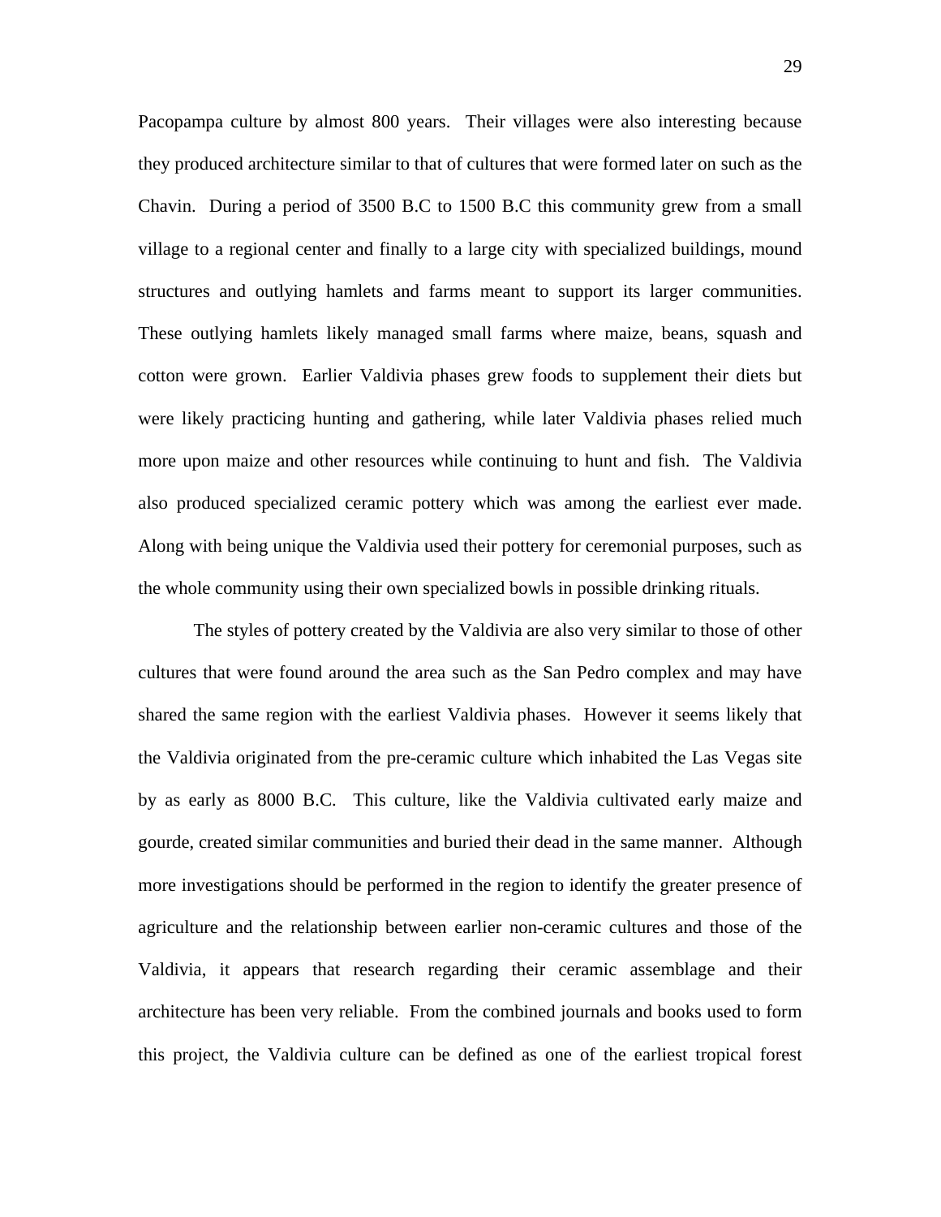Pacopampa culture by almost 800 years. Their villages were also interesting because they produced architecture similar to that of cultures that were formed later on such as the Chavin. During a period of 3500 B.C to 1500 B.C this community grew from a small village to a regional center and finally to a large city with specialized buildings, mound structures and outlying hamlets and farms meant to support its larger communities. These outlying hamlets likely managed small farms where maize, beans, squash and cotton were grown. Earlier Valdivia phases grew foods to supplement their diets but were likely practicing hunting and gathering, while later Valdivia phases relied much more upon maize and other resources while continuing to hunt and fish. The Valdivia also produced specialized ceramic pottery which was among the earliest ever made. Along with being unique the Valdivia used their pottery for ceremonial purposes, such as the whole community using their own specialized bowls in possible drinking rituals.

The styles of pottery created by the Valdivia are also very similar to those of other cultures that were found around the area such as the San Pedro complex and may have shared the same region with the earliest Valdivia phases. However it seems likely that the Valdivia originated from the pre-ceramic culture which inhabited the Las Vegas site by as early as 8000 B.C. This culture, like the Valdivia cultivated early maize and gourde, created similar communities and buried their dead in the same manner. Although more investigations should be performed in the region to identify the greater presence of agriculture and the relationship between earlier non-ceramic cultures and those of the Valdivia, it appears that research regarding their ceramic assemblage and their architecture has been very reliable. From the combined journals and books used to form this project, the Valdivia culture can be defined as one of the earliest tropical forest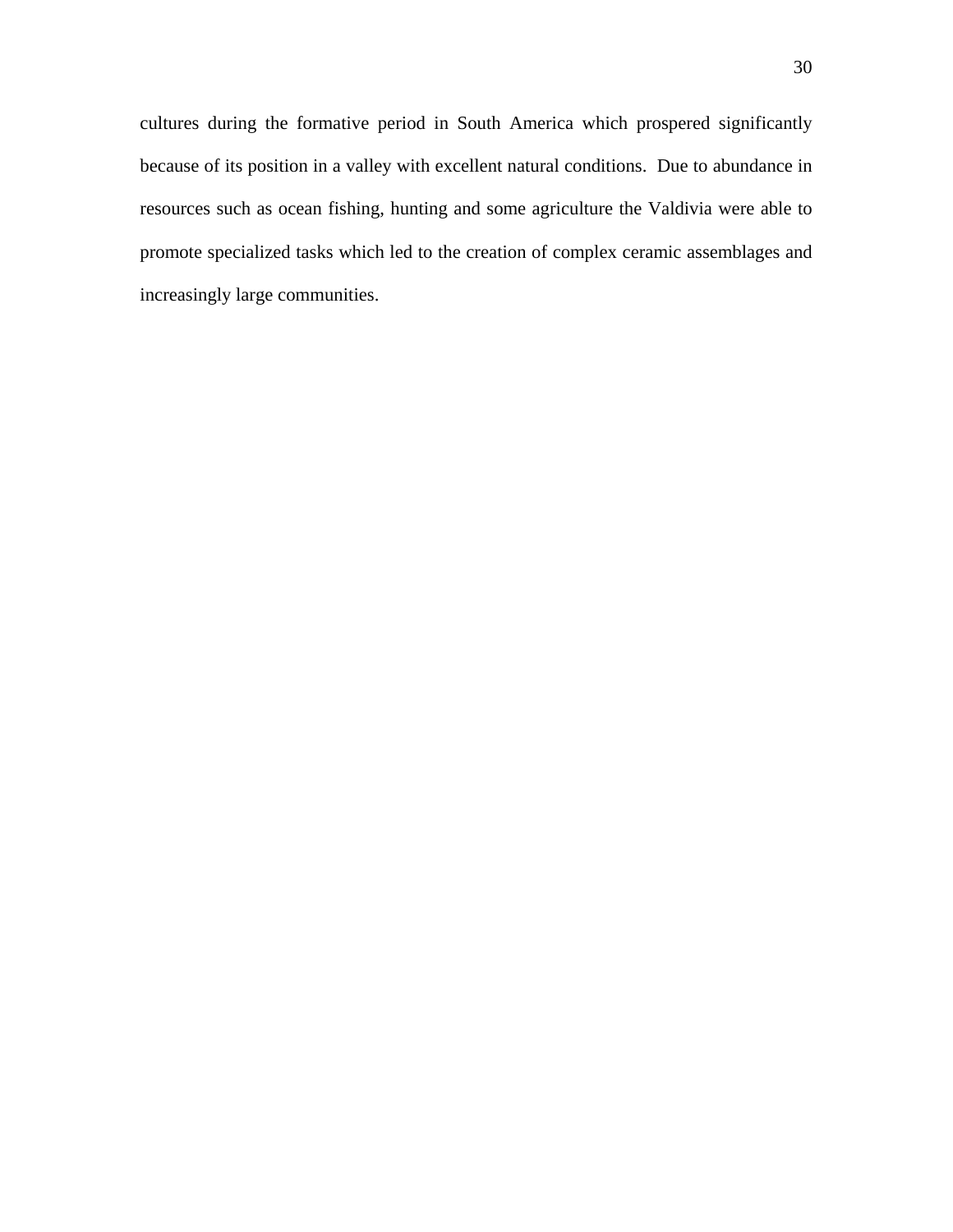cultures during the formative period in South America which prospered significantly because of its position in a valley with excellent natural conditions.  Due to abundance in resources such as ocean fishing, hunting and some agriculture the Valdivia were able to promote specialized tasks which led to the creation of complex ceramic assemblages and increasingly large communities.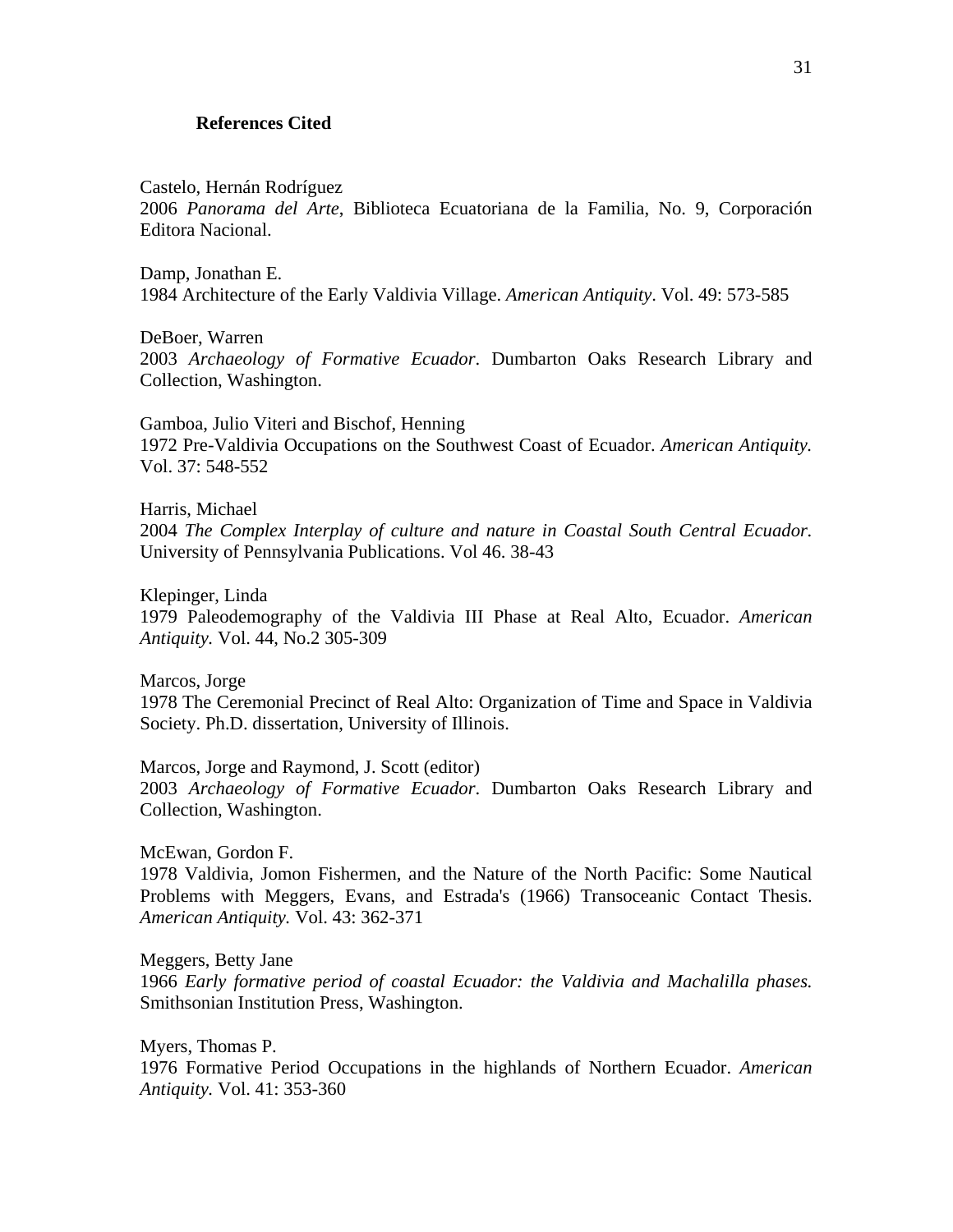## References Cited

Castelo, Hernán Rodríguez
2006 *Panorama del Arte*, Biblioteca Ecuatoriana de la Familia, No. 9, Corporación Editora Nacional.

Damp, Jonathan E.
1984 Architecture of the Early Valdivia Village. *American Antiquity*. Vol. 49: 573-585

DeBoer, Warren
2003 *Archaeology of Formative Ecuador*. Dumbarton Oaks Research Library and Collection, Washington.

Gamboa, Julio Viteri and Bischof, Henning
1972 Pre-Valdivia Occupations on the Southwest Coast of Ecuador. *American Antiquity.* Vol. 37: 548-552

Harris, Michael
2004 *The Complex Interplay of culture and nature in Coastal South Central Ecuador.* University of Pennsylvania Publications. Vol 46. 38-43

Klepinger, Linda
1979 Paleodemography of the Valdivia III Phase at Real Alto, Ecuador. *American Antiquity.* Vol. 44, No.2 305-309

Marcos, Jorge
1978 The Ceremonial Precinct of Real Alto: Organization of Time and Space in Valdivia Society. Ph.D. dissertation, University of Illinois.

Marcos, Jorge and Raymond, J. Scott (editor)
2003 *Archaeology of Formative Ecuador*. Dumbarton Oaks Research Library and Collection, Washington.

McEwan, Gordon F.
1978 Valdivia, Jomon Fishermen, and the Nature of the North Pacific: Some Nautical Problems with Meggers, Evans, and Estrada's (1966) Transoceanic Contact Thesis. *American Antiquity.* Vol. 43: 362-371

Meggers, Betty Jane
1966 *Early formative period of coastal Ecuador: the Valdivia and Machalilla phases.* Smithsonian Institution Press, Washington.

Myers, Thomas P.
1976 Formative Period Occupations in the highlands of Northern Ecuador. *American Antiquity.* Vol. 41: 353-360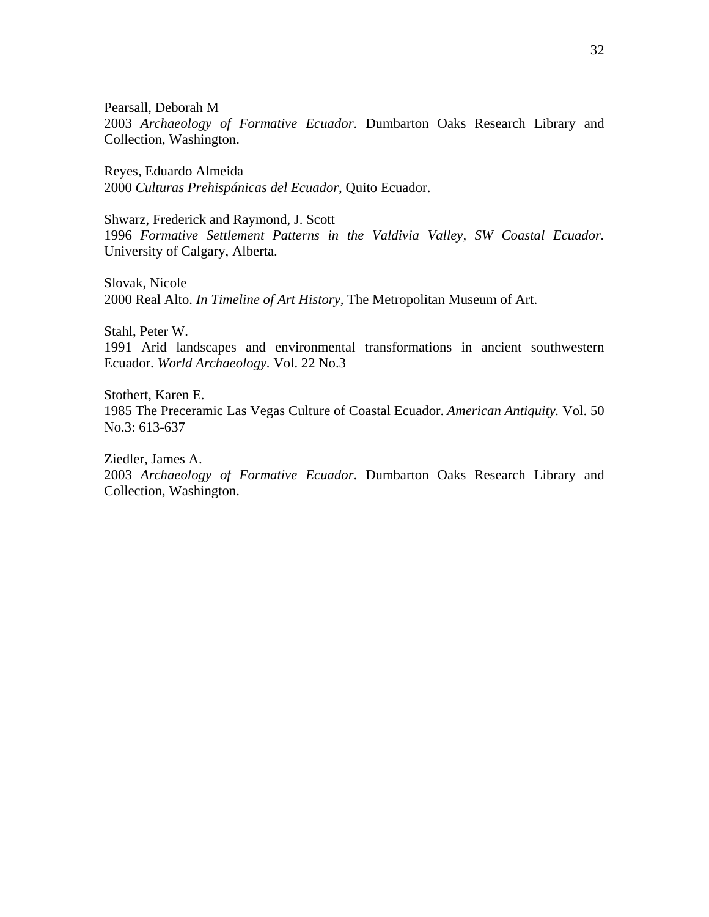Pearsall, Deborah M
2003 *Archaeology of Formative Ecuador*. Dumbarton Oaks Research Library and Collection, Washington.

Reyes, Eduardo Almeida
2000 *Culturas Prehispánicas del Ecuador*, Quito Ecuador.

Shwarz, Frederick and Raymond, J. Scott
1996 *Formative Settlement Patterns in the Valdivia Valley, SW Coastal Ecuador.* University of Calgary, Alberta.

Slovak, Nicole
2000 Real Alto. *In Timeline of Art History,* The Metropolitan Museum of Art.

Stahl, Peter W.
1991 Arid landscapes and environmental transformations in ancient southwestern Ecuador. *World Archaeology.* Vol. 22 No.3

Stothert, Karen E.
1985 The Preceramic Las Vegas Culture of Coastal Ecuador. *American Antiquity.* Vol. 50 No.3: 613-637

Ziedler, James A.
2003 *Archaeology of Formative Ecuador*. Dumbarton Oaks Research Library and Collection, Washington.